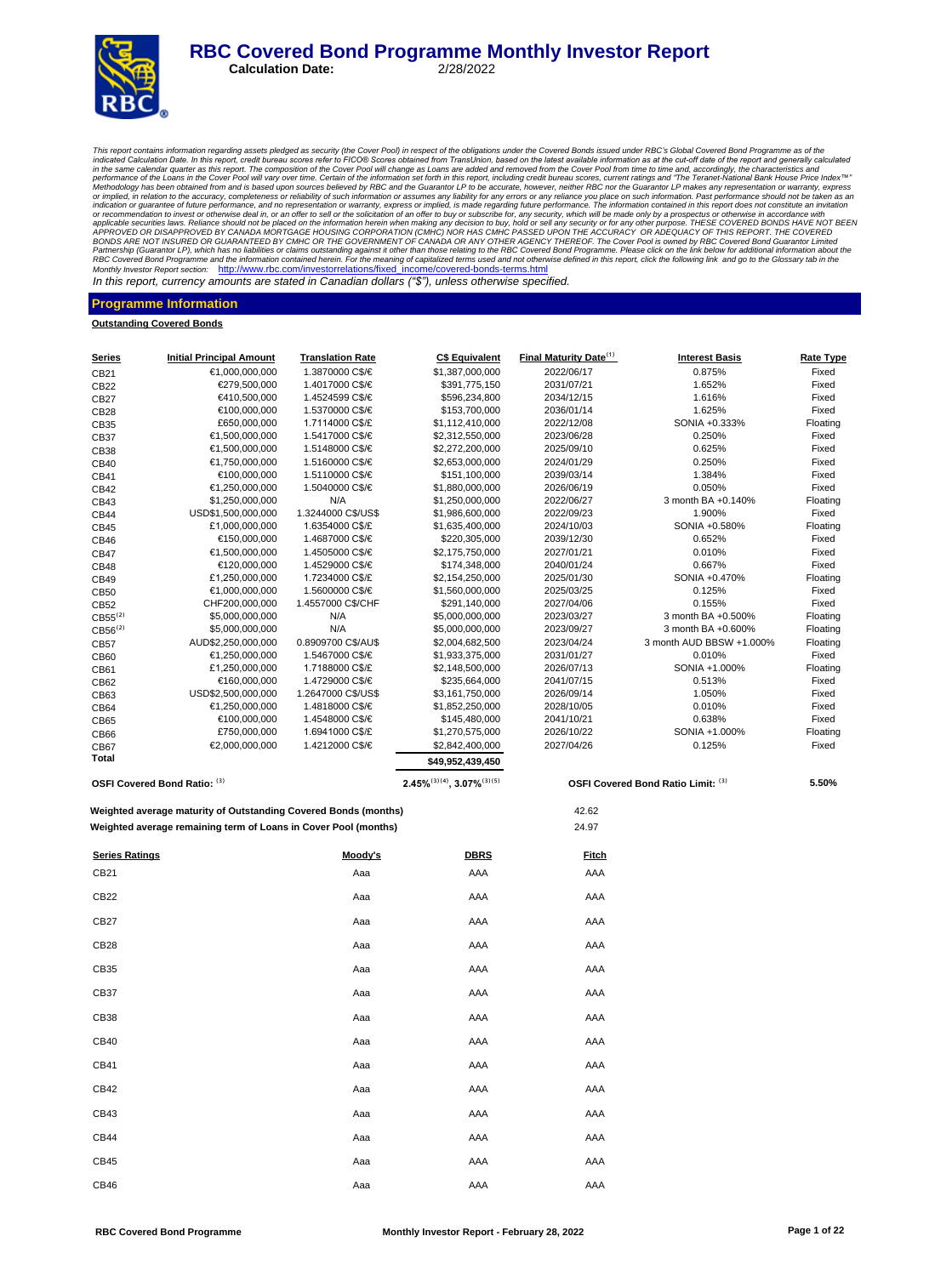# RBC Covered Bond Programme Monthly Investor Report

**Calculation Date:** 2/28/2022

*This report contains information regarding assets pledged as security (the Cover Pool) in respect of the obligations under the Covered Bonds issued under RBC's Global Covered Bond Programme as of the indicated Calculation Date. In this report, credit bureau scores refer to FICO® Scores obtained from TransUnion, based on the latest available information as at the cut-off date of the report and generally calculated in the same calendar quarter as this report. The composition of the Cover Pool will change as Loans are added and removed from the Cover Pool from time to time and, accordingly, the characteristics and performance of the Loans in the Cover Pool will vary over time. Certain of the information set forth in this report, including credit bureau scores, current ratings and "The Teranet-National Bank House Price Index™" Methodology has been obtained from and is based upon sources believed by RBC and the Guarantor LP to be accurate, however, neither RBC nor the Guarantor LP makes any representation or warranty, express or implied, in relation to the accuracy, completeness or reliability of such information or assumes any liability for any errors or any reliance you place on such information. Past performance should not be taken as an indication or guarantee of future performance, and no representation or warranty, express or implied, is made regarding future performance. The information contained in this report does not constitute an invitation or recommendation to invest or otherwise deal in, or an offer to sell or the solicitation of an offer to buy or subscribe for, any security, which will be made only by a prospectus or otherwise in accordance with applicable securities laws. Reliance should not be placed on the information herein when making any decision to buy, hold or sell any security or for any other purpose. THESE COVERED BONDS HAVE NOT BEEN APPROVED OR DISAPPROVED BY CANADA MORTGAGE HOUSING CORPORATION (CMHC) NOR HAS CMHC PASSED UPON THE ACCURACY OR ADEQUACY OF THIS REPORT. THE COVERED BONDS ARE NOT INSURED OR GUARANTEED BY CMHC OR THE GOVERNMENT OF CANADA OR ANY OTHER AGENCY THEREOF. The Cover Pool is owned by RBC Covered Bond Guarantor Limited Partnership (Guarantor LP), which has no liabilities or claims outstanding against it other than those relating to the RBC Covered Bond Programme. Please click on the link below for additional information about the RBC Covered Bond Programme and the information contained herein. For the meaning of capitalized terms used and not otherwise defined in this report, click the following link and go to the Glossary tab in the Monthly Investor Report section:* http://www.rbc.com/investorrelations/fixed_income/covered-bonds-terms.html

*In this report, currency amounts are stated in Canadian dollars ("$"), unless otherwise specified.*

## Programme Information

### Outstanding Covered Bonds

| Series | Initial Principal Amount | Translation Rate | C$ Equivalent | Final Maturity Date[1] | Interest Basis | Rate Type |
|---|---|---|---|---|---|---|
| CB21 | €1,000,000,000 | 1.3870000 C$/€ | $1,387,000,000 | 2022/06/17 | 0.875% | Fixed |
| CB22 | €279,500,000 | 1.4017000 C$/€ | $391,775,150 | 2031/07/21 | 1.652% | Fixed |
| CB27 | €410,500,000 | 1.4524599 C$/€ | $596,234,800 | 2034/12/15 | 1.616% | Fixed |
| CB28 | €100,000,000 | 1.5370000 C$/€ | $153,700,000 | 2036/01/14 | 1.625% | Fixed |
| CB35 | £650,000,000 | 1.7114000 C$/£ | $1,112,410,000 | 2022/12/08 | SONIA +0.333% | Floating |
| CB37 | €1,500,000,000 | 1.5417000 C$/€ | $2,312,550,000 | 2023/06/28 | 0.250% | Fixed |
| CB38 | €1,500,000,000 | 1.5148000 C$/€ | $2,272,200,000 | 2025/09/10 | 0.625% | Fixed |
| CB40 | €1,750,000,000 | 1.5160000 C$/€ | $2,653,000,000 | 2024/01/29 | 0.250% | Fixed |
| CB41 | €100,000,000 | 1.5110000 C$/€ | $151,100,000 | 2039/03/14 | 1.384% | Fixed |
| CB42 | €1,250,000,000 | 1.5040000 C$/€ | $1,880,000,000 | 2026/06/19 | 0.050% | Fixed |
| CB43 | $1,250,000,000 | N/A | $1,250,000,000 | 2022/06/27 | 3 month BA +0.140% | Floating |
| CB44 | USD$1,500,000,000 | 1.3244000 C$/US$ | $1,986,600,000 | 2022/09/23 | 1.900% | Fixed |
| CB45 | £1,000,000,000 | 1.6354000 C$/£ | $1,635,400,000 | 2024/10/03 | SONIA +0.580% | Floating |
| CB46 | €150,000,000 | 1.4687000 C$/€ | $220,305,000 | 2039/12/30 | 0.652% | Fixed |
| CB47 | €1,500,000,000 | 1.4505000 C$/€ | $2,175,750,000 | 2027/01/21 | 0.010% | Fixed |
| CB48 | €120,000,000 | 1.4529000 C$/€ | $174,348,000 | 2040/01/24 | 0.667% | Fixed |
| CB49 | £1,250,000,000 | 1.7234000 C$/£ | $2,154,250,000 | 2025/01/30 | SONIA +0.470% | Floating |
| CB50 | €1,000,000,000 | 1.5600000 C$/€ | $1,560,000,000 | 2025/03/25 | 0.125% | Fixed |
| CB52 | CHF200,000,000 | 1.4557000 C$/CHF | $291,140,000 | 2027/04/06 | 0.155% | Fixed |
| CB55[2] | $5,000,000,000 | N/A | $5,000,000,000 | 2023/03/27 | 3 month BA +0.500% | Floating |
| CB56[2] | $5,000,000,000 | N/A | $5,000,000,000 | 2023/09/27 | 3 month BA +0.600% | Floating |
| CB57 | AUD$2,250,000,000 | 0.8909700 C$/AU$ | $2,004,682,500 | 2023/04/24 | 3 month AUD BBSW +1.000% | Floating |
| CB60 | €1,250,000,000 | 1.5467000 C$/€ | $1,933,375,000 | 2031/01/27 | 0.010% | Fixed |
| CB61 | £1,250,000,000 | 1.7188000 C$/£ | $2,148,500,000 | 2026/07/13 | SONIA +1.000% | Floating |
| CB62 | €160,000,000 | 1.4729000 C$/€ | $235,664,000 | 2041/07/15 | 0.513% | Fixed |
| CB63 | USD$2,500,000,000 | 1.2647000 C$/US$ | $3,161,750,000 | 2026/09/14 | 1.050% | Fixed |
| CB64 | €1,250,000,000 | 1.4818000 C$/€ | $1,852,250,000 | 2028/10/05 | 0.010% | Fixed |
| CB65 | €100,000,000 | 1.4548000 C$/€ | $145,480,000 | 2041/10/21 | 0.638% | Fixed |
| CB66 | £750,000,000 | 1.6941000 C$/£ | $1,270,575,000 | 2026/10/22 | SONIA +1.000% | Floating |
| CB67 | €2,000,000,000 | 1.4212000 C$/€ | $2,842,400,000 | 2027/04/26 | 0.125% | Fixed |
| **Total** | | | **$49,952,439,450** | | | |

| | | | |
|---|---|---|---|
| **OSFI Covered Bond Ratio:** [3] | **2.45%[3][4], 3.07%[3][5]** | **OSFI Covered Bond Ratio Limit:** [3] | **5.50%** |

| | |
|---|---|
| **Weighted average maturity of Outstanding Covered Bonds (months)** | 42.62 |
| **Weighted average remaining term of Loans in Cover Pool (months)** | 24.97 |

| Series Ratings | Moody's | DBRS | Fitch |
|---|---|---|---|
| CB21 | Aaa | AAA | AAA |
| CB22 | Aaa | AAA | AAA |
| CB27 | Aaa | AAA | AAA |
| CB28 | Aaa | AAA | AAA |
| CB35 | Aaa | AAA | AAA |
| CB37 | Aaa | AAA | AAA |
| CB38 | Aaa | AAA | AAA |
| CB40 | Aaa | AAA | AAA |
| CB41 | Aaa | AAA | AAA |
| CB42 | Aaa | AAA | AAA |
| CB43 | Aaa | AAA | AAA |
| CB44 | Aaa | AAA | AAA |
| CB45 | Aaa | AAA | AAA |
| CB46 | Aaa | AAA | AAA |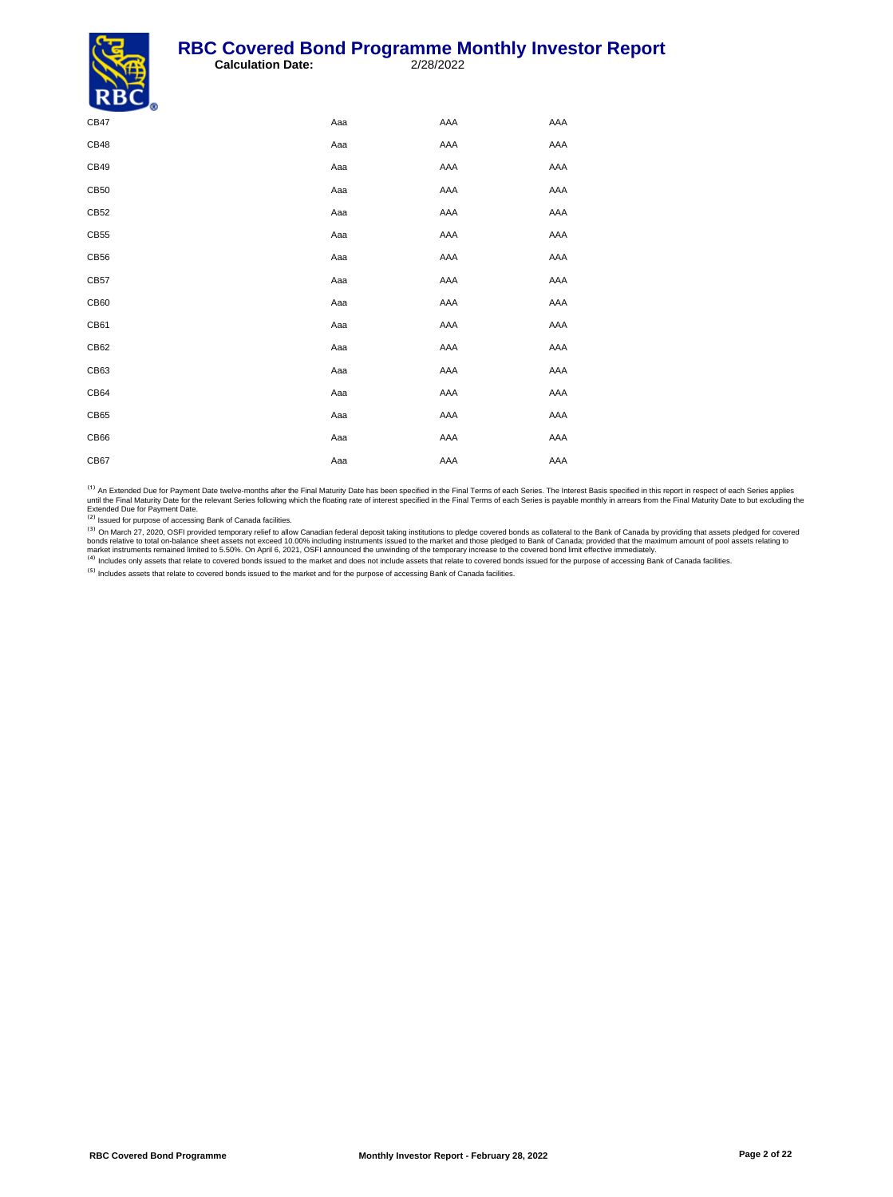| | | | |
|---|---|---|---|
| CB47 | Aaa | AAA | AAA |
| CB48 | Aaa | AAA | AAA |
| CB49 | Aaa | AAA | AAA |
| CB50 | Aaa | AAA | AAA |
| CB52 | Aaa | AAA | AAA |
| CB55 | Aaa | AAA | AAA |
| CB56 | Aaa | AAA | AAA |
| CB57 | Aaa | AAA | AAA |
| CB60 | Aaa | AAA | AAA |
| CB61 | Aaa | AAA | AAA |
| CB62 | Aaa | AAA | AAA |
| CB63 | Aaa | AAA | AAA |
| CB64 | Aaa | AAA | AAA |
| CB65 | Aaa | AAA | AAA |
| CB66 | Aaa | AAA | AAA |
| CB67 | Aaa | AAA | AAA |

(1) An Extended Due for Payment Date twelve-months after the Final Maturity Date has been specified in the Final Terms of each Series. The Interest Basis specified in this report in respect of each Series applies until the Final Maturity Date for the relevant Series following which the floating rate of interest specified in the Final Terms of each Series is payable monthly in arrears from the Final Maturity Date to but excluding the Extended Due for Payment Date.

(2) Issued for purpose of accessing Bank of Canada facilities.

(3) On March 27, 2020, OSFI provided temporary relief to allow Canadian federal deposit taking institutions to pledge covered bonds as collateral to the Bank of Canada by providing that assets pledged for covered bonds relative to total on-balance sheet assets not exceed 10.00% including instruments issued to the market and those pledged to Bank of Canada; provided that the maximum amount of pool assets relating to market instruments remained limited to 5.50%. On April 6, 2021, OSFI announced the unwinding of the temporary increase to the covered bond limit effective immediately.

(4) Includes only assets that relate to covered bonds issued to the market and does not include assets that relate to covered bonds issued for the purpose of accessing Bank of Canada facilities.

(5) Includes assets that relate to covered bonds issued to the market and for the purpose of accessing Bank of Canada facilities.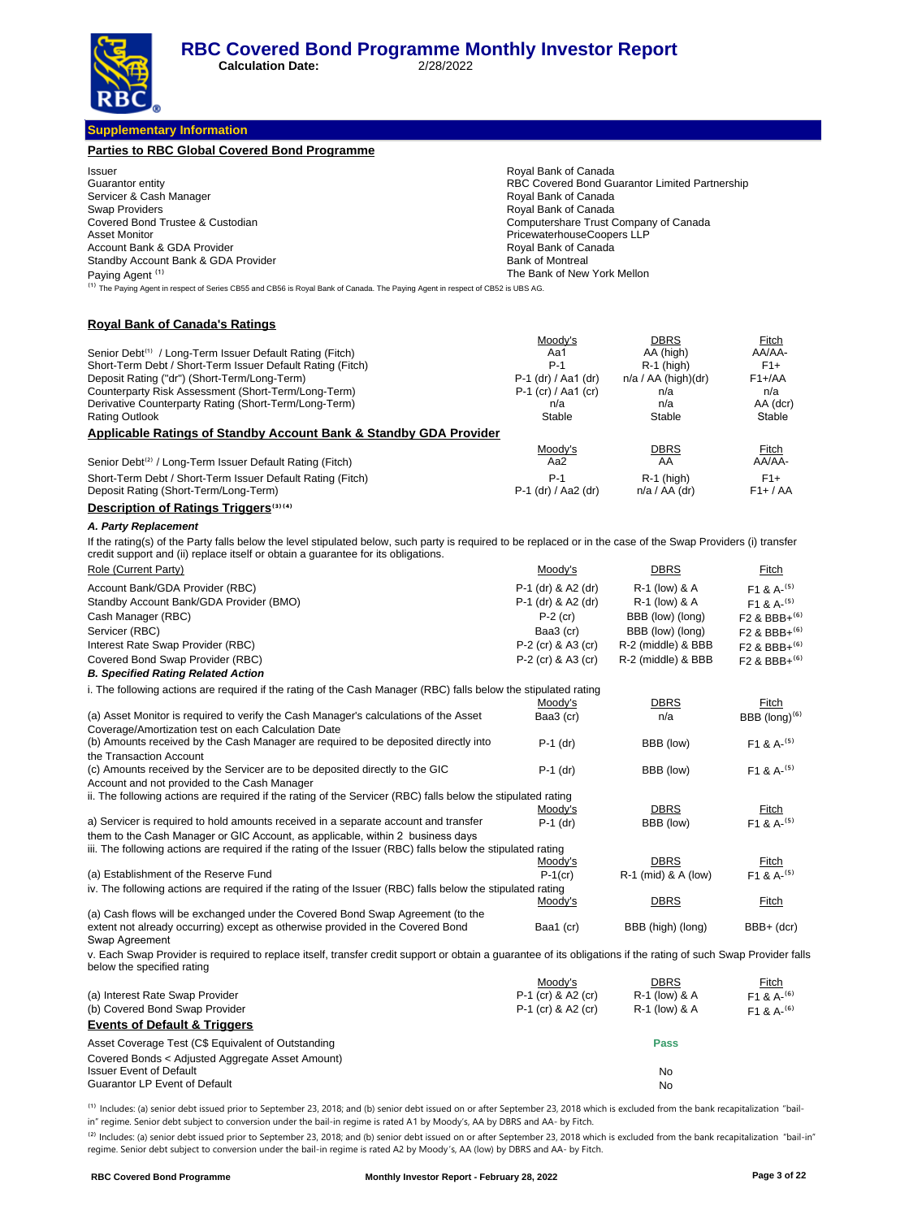# RBC Covered Bond Programme Monthly Investor Report

**Calculation Date:** 2/28/2022

## Supplementary Information

### Parties to RBC Global Covered Bond Programme

| | |
|---|---|
| Issuer | Royal Bank of Canada |
| Guarantor entity | RBC Covered Bond Guarantor Limited Partnership |
| Servicer & Cash Manager | Royal Bank of Canada |
| Swap Providers | Royal Bank of Canada |
| Covered Bond Trustee & Custodian | Computershare Trust Company of Canada |
| Asset Monitor | PricewaterhouseCoopers LLP |
| Account Bank & GDA Provider | Royal Bank of Canada |
| Standby Account Bank & GDA Provider | Bank of Montreal |
| Paying Agent [1] | The Bank of New York Mellon |

[1] The Paying Agent in respect of Series CB55 and CB56 is Royal Bank of Canada. The Paying Agent in respect of CB52 is UBS AG.

### Royal Bank of Canada's Ratings

| | Moody's | DBRS | Fitch |
|---|---|---|---|
| Senior Debt[1] / Long-Term Issuer Default Rating (Fitch) | Aa1 | AA (high) | AA/AA- |
| Short-Term Debt / Short-Term Issuer Default Rating (Fitch) | P-1 | R-1 (high) | F1+ |
| Deposit Rating ("dr") (Short-Term/Long-Term) | P-1 (dr) / Aa1 (dr) | n/a / AA (high)(dr) | F1+/AA |
| Counterparty Risk Assessment (Short-Term/Long-Term) | P-1 (cr) / Aa1 (cr) | n/a | n/a |
| Derivative Counterparty Rating (Short-Term/Long-Term) | n/a | n/a | AA (dcr) |
| Rating Outlook | Stable | Stable | Stable |

### Applicable Ratings of Standby Account Bank & Standby GDA Provider

| | Moody's | DBRS | Fitch |
|---|---|---|---|
| Senior Debt[2] / Long-Term Issuer Default Rating (Fitch) | Aa2 | AA | AA/AA- |
| Short-Term Debt / Short-Term Issuer Default Rating (Fitch) | P-1 | R-1 (high) | F1+ |
| Deposit Rating (Short-Term/Long-Term) | P-1 (dr) / Aa2 (dr) | n/a / AA (dr) | F1+ / AA |

### Description of Ratings Triggers[3][4]

***A. Party Replacement***

If the rating(s) of the Party falls below the level stipulated below, such party is required to be replaced or in the case of the Swap Providers (i) transfer credit support and (ii) replace itself or obtain a guarantee for its obligations.

| Role (Current Party) | Moody's | DBRS | Fitch |
|---|---|---|---|
| Account Bank/GDA Provider (RBC) | P-1 (dr) & A2 (dr) | R-1 (low) & A | F1 & A-[5] |
| Standby Account Bank/GDA Provider (BMO) | P-1 (dr) & A2 (dr) | R-1 (low) & A | F1 & A-[5] |
| Cash Manager (RBC) | P-2 (cr) | BBB (low) (long) | F2 & BBB+[6] |
| Servicer (RBC) | Baa3 (cr) | BBB (low) (long) | F2 & BBB+[6] |
| Interest Rate Swap Provider (RBC) | P-2 (cr) & A3 (cr) | R-2 (middle) & BBB | F2 & BBB+[6] |
| Covered Bond Swap Provider (RBC) | P-2 (cr) & A3 (cr) | R-2 (middle) & BBB | F2 & BBB+[6] |

***B. Specified Rating Related Action***

i. The following actions are required if the rating of the Cash Manager (RBC) falls below the stipulated rating

| | Moody's | DBRS | Fitch |
|---|---|---|---|
| (a) Asset Monitor is required to verify the Cash Manager's calculations of the Asset Coverage/Amortization test on each Calculation Date | Baa3 (cr) | n/a | BBB (long)[6] |
| (b) Amounts received by the Cash Manager are required to be deposited directly into the Transaction Account | P-1 (dr) | BBB (low) | F1 & A-[5] |
| (c) Amounts received by the Servicer are to be deposited directly to the GIC Account and not provided to the Cash Manager | P-1 (dr) | BBB (low) | F1 & A-[5] |

ii. The following actions are required if the rating of the Servicer (RBC) falls below the stipulated rating

| | Moody's | DBRS | Fitch |
|---|---|---|---|
| a) Servicer is required to hold amounts received in a separate account and transfer them to the Cash Manager or GIC Account, as applicable, within 2 business days | P-1 (dr) | BBB (low) | F1 & A-[5] |

iii. The following actions are required if the rating of the Issuer (RBC) falls below the stipulated rating

| | Moody's | DBRS | Fitch |
|---|---|---|---|
| (a) Establishment of the Reserve Fund | P-1(cr) | R-1 (mid) & A (low) | F1 & A-[5] |

iv. The following actions are required if the rating of the Issuer (RBC) falls below the stipulated rating

| | Moody's | DBRS | Fitch |
|---|---|---|---|
| (a) Cash flows will be exchanged under the Covered Bond Swap Agreement (to the extent not already occurring) except as otherwise provided in the Covered Bond Swap Agreement | Baa1 (cr) | BBB (high) (long) | BBB+ (dcr) |

v. Each Swap Provider is required to replace itself, transfer credit support or obtain a guarantee of its obligations if the rating of such Swap Provider falls below the specified rating

| | Moody's | DBRS | Fitch |
|---|---|---|---|
| (a) Interest Rate Swap Provider | P-1 (cr) & A2 (cr) | R-1 (low) & A | F1 & A-[6] |
| (b) Covered Bond Swap Provider | P-1 (cr) & A2 (cr) | R-1 (low) & A | F1 & A-[6] |

### Events of Default & Triggers

| | |
|---|---|
| Asset Coverage Test (C$ Equivalent of Outstanding Covered Bonds < Adjusted Aggregate Asset Amount) | Pass |
| Issuer Event of Default | No |
| Guarantor LP Event of Default | No |

[1] Includes: (a) senior debt issued prior to September 23, 2018; and (b) senior debt issued on or after September 23, 2018 which is excluded from the bank recapitalization "bail-in" regime. Senior debt subject to conversion under the bail-in regime is rated A1 by Moody's, AA by DBRS and AA- by Fitch.

[2] Includes: (a) senior debt issued prior to September 23, 2018; and (b) senior debt issued on or after September 23, 2018 which is excluded from the bank recapitalization "bail-in" regime. Senior debt subject to conversion under the bail-in regime is rated A2 by Moody's, AA (low) by DBRS and AA- by Fitch.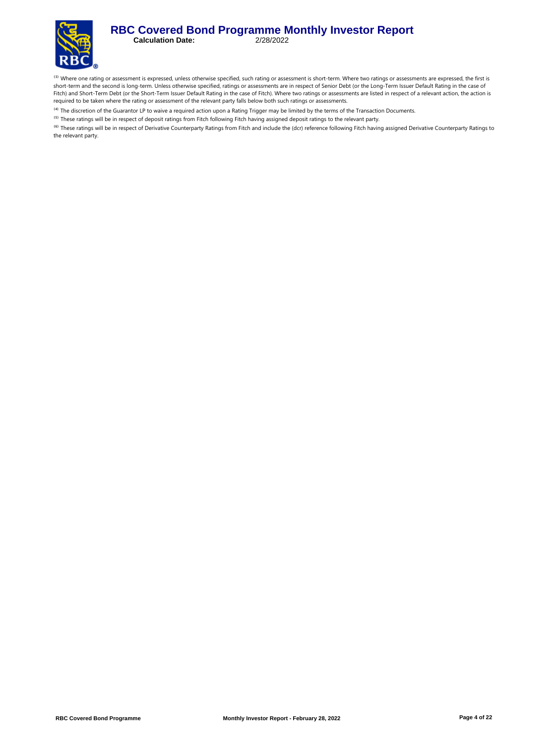[3] Where one rating or assessment is expressed, unless otherwise specified, such rating or assessment is short-term. Where two ratings or assessments are expressed, the first is short-term and the second is long-term. Unless otherwise specified, ratings or assessments are in respect of Senior Debt (or the Long-Term Issuer Default Rating in the case of Fitch) and Short-Term Debt (or the Short-Term Issuer Default Rating in the case of Fitch). Where two ratings or assessments are listed in respect of a relevant action, the action is required to be taken where the rating or assessment of the relevant party falls below both such ratings or assessments.

[4] The discretion of the Guarantor LP to waive a required action upon a Rating Trigger may be limited by the terms of the Transaction Documents.

[5] These ratings will be in respect of deposit ratings from Fitch following Fitch having assigned deposit ratings to the relevant party.

[6] These ratings will be in respect of Derivative Counterparty Ratings from Fitch and include the (dcr) reference following Fitch having assigned Derivative Counterparty Ratings to the relevant party.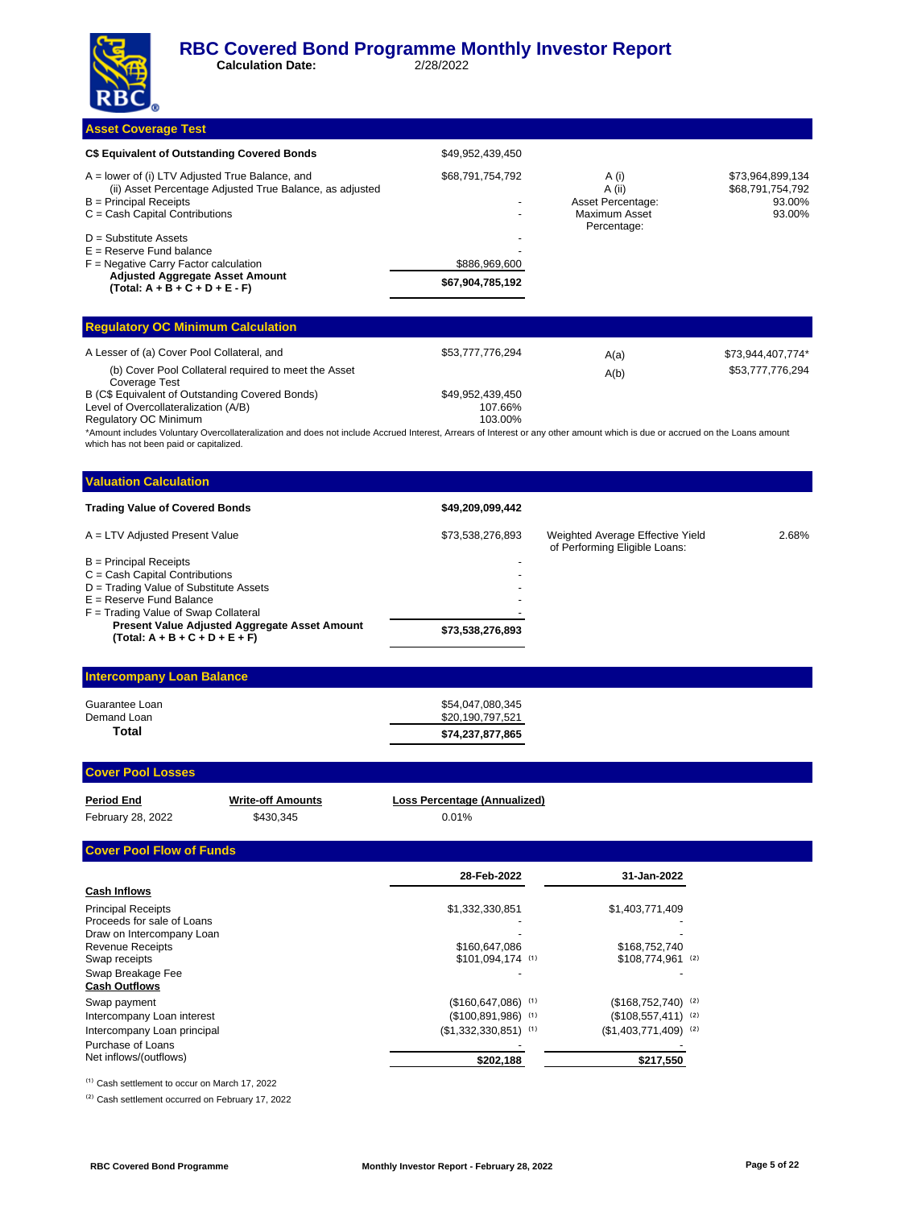# RBC Covered Bond Programme Monthly Investor Report

**Calculation Date:** 2/28/2022

## Asset Coverage Test

| | | | |
|---|---|---|---|
| **C$ Equivalent of Outstanding Covered Bonds** | $49,952,439,450 | | |
| A = lower of (i) LTV Adjusted True Balance, and (ii) Asset Percentage Adjusted True Balance, as adjusted | $68,791,754,792 | A (i) | $73,964,899,134 |
| | | A (ii) | $68,791,754,792 |
| B = Principal Receipts | - | Asset Percentage: | 93.00% |
| C = Cash Capital Contributions | - | Maximum Asset Percentage: | 93.00% |
| D = Substitute Assets | - | | |
| E = Reserve Fund balance | - | | |
| F = Negative Carry Factor calculation | $886,969,600 | | |
| **Adjusted Aggregate Asset Amount (Total: A + B + C + D + E - F)** | **$67,904,785,192** | | |

## Regulatory OC Minimum Calculation

| | | | |
|---|---|---|---|
| A Lesser of (a) Cover Pool Collateral, and | $53,777,776,294 | A(a) | $73,944,407,774* |
| (b) Cover Pool Collateral required to meet the Asset Coverage Test | | A(b) | $53,777,776,294 |
| B (C$ Equivalent of Outstanding Covered Bonds) | $49,952,439,450 | | |
| Level of Overcollateralization (A/B) | 107.66% | | |
| Regulatory OC Minimum | 103.00% | | |

*Amount includes Voluntary Overcollateralization and does not include Accrued Interest, Arrears of Interest or any other amount which is due or accrued on the Loans amount which has not been paid or capitalized.

## Valuation Calculation

| | | | |
|---|---|---|---|
| **Trading Value of Covered Bonds** | **$49,209,099,442** | | |
| A = LTV Adjusted Present Value | $73,538,276,893 | Weighted Average Effective Yield of Performing Eligible Loans: | 2.68% |
| B = Principal Receipts | - | | |
| C = Cash Capital Contributions | - | | |
| D = Trading Value of Substitute Assets | - | | |
| E = Reserve Fund Balance | - | | |
| F = Trading Value of Swap Collateral | - | | |
| **Present Value Adjusted Aggregate Asset Amount (Total: A + B + C + D + E + F)** | **$73,538,276,893** | | |

## Intercompany Loan Balance

| | |
|---|---|
| Guarantee Loan | $54,047,080,345 |
| Demand Loan | $20,190,797,521 |
| **Total** | **$74,237,877,865** |

## Cover Pool Losses

| Period End | Write-off Amounts | Loss Percentage (Annualized) |
|---|---|---|
| February 28, 2022 | $430,345 | 0.01% |

## Cover Pool Flow of Funds

| | 28-Feb-2022 | 31-Jan-2022 |
|---|---|---|
| **Cash Inflows** | | |
| Principal Receipts | $1,332,330,851 | $1,403,771,409 |
| Proceeds for sale of Loans | - | - |
| Draw on Intercompany Loan | - | - |
| Revenue Receipts | $160,647,086 | $168,752,740 |
| Swap receipts | $101,094,174 (1) | $108,774,961 (2) |
| Swap Breakage Fee | - | - |
| **Cash Outflows** | | |
| Swap payment | ($160,647,086) (1) | ($168,752,740) (2) |
| Intercompany Loan interest | ($100,891,986) (1) | ($108,557,411) (2) |
| Intercompany Loan principal | ($1,332,330,851) (1) | ($1,403,771,409) (2) |
| Purchase of Loans | - | - |
| Net inflows/(outflows) | **$202,188** | **$217,550** |

(1) Cash settlement to occur on March 17, 2022

(2) Cash settlement occurred on February 17, 2022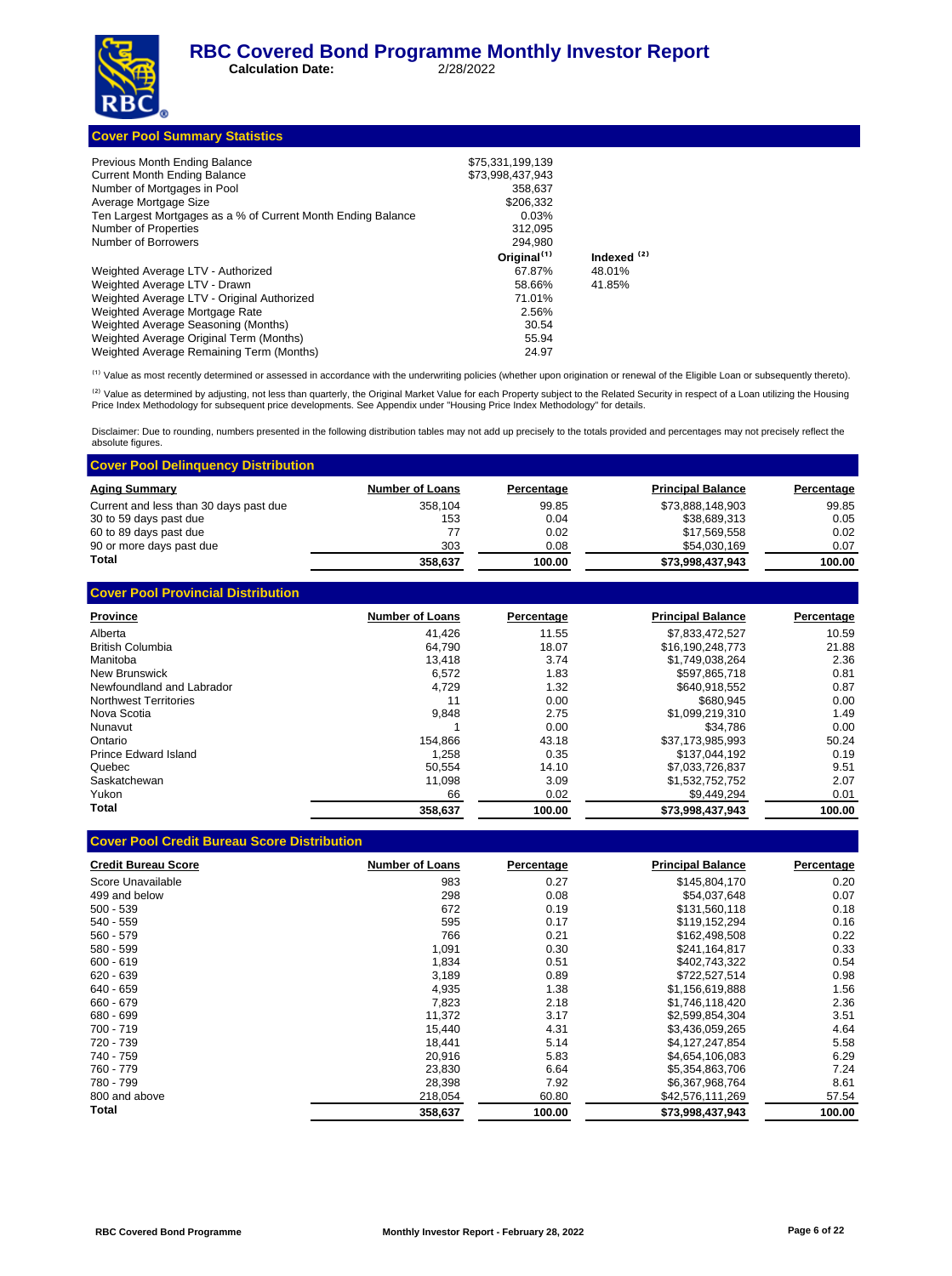# RBC Covered Bond Programme Monthly Investor Report

**Calculation Date:** 2/28/2022

## Cover Pool Summary Statistics

| | | |
|---|---|---|
| Previous Month Ending Balance | $75,331,199,139 | |
| Current Month Ending Balance | $73,998,437,943 | |
| Number of Mortgages in Pool | 358,637 | |
| Average Mortgage Size | $206,332 | |
| Ten Largest Mortgages as a % of Current Month Ending Balance | 0.03% | |
| Number of Properties | 312,095 | |
| Number of Borrowers | 294,980 | |
| | **Original[1]** | **Indexed [2]** |
| Weighted Average LTV - Authorized | 67.87% | 48.01% |
| Weighted Average LTV - Drawn | 58.66% | 41.85% |
| Weighted Average LTV - Original Authorized | 71.01% | |
| Weighted Average Mortgage Rate | 2.56% | |
| Weighted Average Seasoning (Months) | 30.54 | |
| Weighted Average Original Term (Months) | 55.94 | |
| Weighted Average Remaining Term (Months) | 24.97 | |

[1] Value as most recently determined or assessed in accordance with the underwriting policies (whether upon origination or renewal of the Eligible Loan or subsequently thereto).

[2] Value as determined by adjusting, not less than quarterly, the Original Market Value for each Property subject to the Related Security in respect of a Loan utilizing the Housing Price Index Methodology for subsequent price developments. See Appendix under "Housing Price Index Methodology" for details.

Disclaimer: Due to rounding, numbers presented in the following distribution tables may not add up precisely to the totals provided and percentages may not precisely reflect the absolute figures.

## Cover Pool Delinquency Distribution

| Aging Summary | Number of Loans | Percentage | Principal Balance | Percentage |
|---|---|---|---|---|
| Current and less than 30 days past due | 358,104 | 99.85 | $73,888,148,903 | 99.85 |
| 30 to 59 days past due | 153 | 0.04 | $38,689,313 | 0.05 |
| 60 to 89 days past due | 77 | 0.02 | $17,569,558 | 0.02 |
| 90 or more days past due | 303 | 0.08 | $54,030,169 | 0.07 |
| **Total** | **358,637** | **100.00** | **$73,998,437,943** | **100.00** |

## Cover Pool Provincial Distribution

| Province | Number of Loans | Percentage | Principal Balance | Percentage |
|---|---|---|---|---|
| Alberta | 41,426 | 11.55 | $7,833,472,527 | 10.59 |
| British Columbia | 64,790 | 18.07 | $16,190,248,773 | 21.88 |
| Manitoba | 13,418 | 3.74 | $1,749,038,264 | 2.36 |
| New Brunswick | 6,572 | 1.83 | $597,865,718 | 0.81 |
| Newfoundland and Labrador | 4,729 | 1.32 | $640,918,552 | 0.87 |
| Northwest Territories | 11 | 0.00 | $680,945 | 0.00 |
| Nova Scotia | 9,848 | 2.75 | $1,099,219,310 | 1.49 |
| Nunavut | 1 | 0.00 | $34,786 | 0.00 |
| Ontario | 154,866 | 43.18 | $37,173,985,993 | 50.24 |
| Prince Edward Island | 1,258 | 0.35 | $137,044,192 | 0.19 |
| Quebec | 50,554 | 14.10 | $7,033,726,837 | 9.51 |
| Saskatchewan | 11,098 | 3.09 | $1,532,752,752 | 2.07 |
| Yukon | 66 | 0.02 | $9,449,294 | 0.01 |
| **Total** | **358,637** | **100.00** | **$73,998,437,943** | **100.00** |

## Cover Pool Credit Bureau Score Distribution

| Credit Bureau Score | Number of Loans | Percentage | Principal Balance | Percentage |
|---|---|---|---|---|
| Score Unavailable | 983 | 0.27 | $145,804,170 | 0.20 |
| 499 and below | 298 | 0.08 | $54,037,648 | 0.07 |
| 500 - 539 | 672 | 0.19 | $131,560,118 | 0.18 |
| 540 - 559 | 595 | 0.17 | $119,152,294 | 0.16 |
| 560 - 579 | 766 | 0.21 | $162,498,508 | 0.22 |
| 580 - 599 | 1,091 | 0.30 | $241,164,817 | 0.33 |
| 600 - 619 | 1,834 | 0.51 | $402,743,322 | 0.54 |
| 620 - 639 | 3,189 | 0.89 | $722,527,514 | 0.98 |
| 640 - 659 | 4,935 | 1.38 | $1,156,619,888 | 1.56 |
| 660 - 679 | 7,823 | 2.18 | $1,746,118,420 | 2.36 |
| 680 - 699 | 11,372 | 3.17 | $2,599,854,304 | 3.51 |
| 700 - 719 | 15,440 | 4.31 | $3,436,059,265 | 4.64 |
| 720 - 739 | 18,441 | 5.14 | $4,127,247,854 | 5.58 |
| 740 - 759 | 20,916 | 5.83 | $4,654,106,083 | 6.29 |
| 760 - 779 | 23,830 | 6.64 | $5,354,863,706 | 7.24 |
| 780 - 799 | 28,398 | 7.92 | $6,367,968,764 | 8.61 |
| 800 and above | 218,054 | 60.80 | $42,576,111,269 | 57.54 |
| **Total** | **358,637** | **100.00** | **$73,998,437,943** | **100.00** |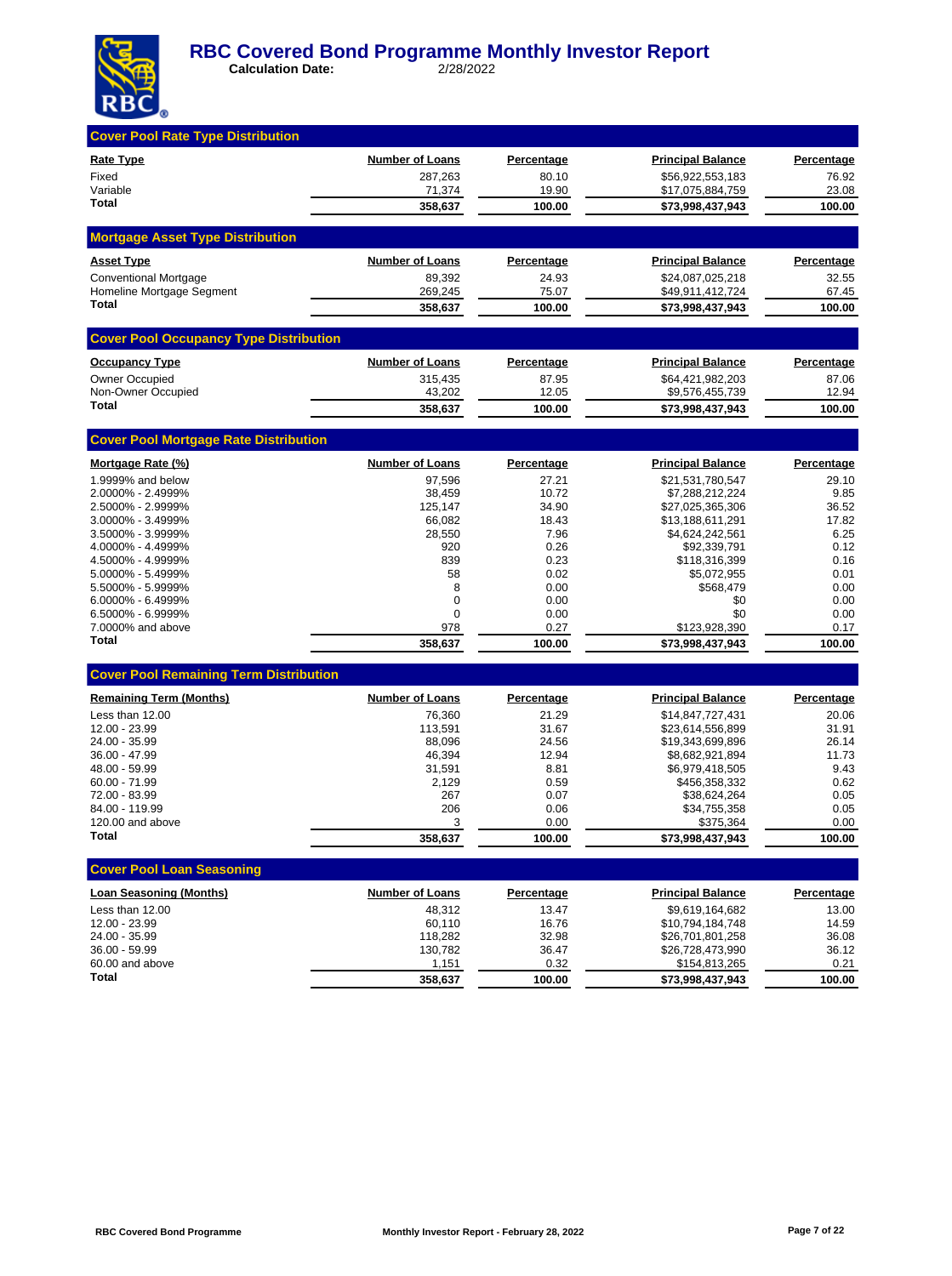# RBC Covered Bond Programme Monthly Investor Report

**Calculation Date:** 2/28/2022

## Cover Pool Rate Type Distribution

| Rate Type | Number of Loans | Percentage | Principal Balance | Percentage |
|---|---|---|---|---|
| Fixed | 287,263 | 80.10 | $56,922,553,183 | 76.92 |
| Variable | 71,374 | 19.90 | $17,075,884,759 | 23.08 |
| **Total** | **358,637** | **100.00** | **$73,998,437,943** | **100.00** |

## Mortgage Asset Type Distribution

| Asset Type | Number of Loans | Percentage | Principal Balance | Percentage |
|---|---|---|---|---|
| Conventional Mortgage | 89,392 | 24.93 | $24,087,025,218 | 32.55 |
| Homeline Mortgage Segment | 269,245 | 75.07 | $49,911,412,724 | 67.45 |
| **Total** | **358,637** | **100.00** | **$73,998,437,943** | **100.00** |

## Cover Pool Occupancy Type Distribution

| Occupancy Type | Number of Loans | Percentage | Principal Balance | Percentage |
|---|---|---|---|---|
| Owner Occupied | 315,435 | 87.95 | $64,421,982,203 | 87.06 |
| Non-Owner Occupied | 43,202 | 12.05 | $9,576,455,739 | 12.94 |
| **Total** | **358,637** | **100.00** | **$73,998,437,943** | **100.00** |

## Cover Pool Mortgage Rate Distribution

| Mortgage Rate (%) | Number of Loans | Percentage | Principal Balance | Percentage |
|---|---|---|---|---|
| 1.9999% and below | 97,596 | 27.21 | $21,531,780,547 | 29.10 |
| 2.0000% - 2.4999% | 38,459 | 10.72 | $7,288,212,224 | 9.85 |
| 2.5000% - 2.9999% | 125,147 | 34.90 | $27,025,365,306 | 36.52 |
| 3.0000% - 3.4999% | 66,082 | 18.43 | $13,188,611,291 | 17.82 |
| 3.5000% - 3.9999% | 28,550 | 7.96 | $4,624,242,561 | 6.25 |
| 4.0000% - 4.4999% | 920 | 0.26 | $92,339,791 | 0.12 |
| 4.5000% - 4.9999% | 839 | 0.23 | $118,316,399 | 0.16 |
| 5.0000% - 5.4999% | 58 | 0.02 | $5,072,955 | 0.01 |
| 5.5000% - 5.9999% | 8 | 0.00 | $568,479 | 0.00 |
| 6.0000% - 6.4999% | 0 | 0.00 | $0 | 0.00 |
| 6.5000% - 6.9999% | 0 | 0.00 | $0 | 0.00 |
| 7.0000% and above | 978 | 0.27 | $123,928,390 | 0.17 |
| **Total** | **358,637** | **100.00** | **$73,998,437,943** | **100.00** |

## Cover Pool Remaining Term Distribution

| Remaining Term (Months) | Number of Loans | Percentage | Principal Balance | Percentage |
|---|---|---|---|---|
| Less than 12.00 | 76,360 | 21.29 | $14,847,727,431 | 20.06 |
| 12.00 - 23.99 | 113,591 | 31.67 | $23,614,556,899 | 31.91 |
| 24.00 - 35.99 | 88,096 | 24.56 | $19,343,699,896 | 26.14 |
| 36.00 - 47.99 | 46,394 | 12.94 | $8,682,921,894 | 11.73 |
| 48.00 - 59.99 | 31,591 | 8.81 | $6,979,418,505 | 9.43 |
| 60.00 - 71.99 | 2,129 | 0.59 | $456,358,332 | 0.62 |
| 72.00 - 83.99 | 267 | 0.07 | $38,624,264 | 0.05 |
| 84.00 - 119.99 | 206 | 0.06 | $34,755,358 | 0.05 |
| 120.00 and above | 3 | 0.00 | $375,364 | 0.00 |
| **Total** | **358,637** | **100.00** | **$73,998,437,943** | **100.00** |

## Cover Pool Loan Seasoning

| Loan Seasoning (Months) | Number of Loans | Percentage | Principal Balance | Percentage |
|---|---|---|---|---|
| Less than 12.00 | 48,312 | 13.47 | $9,619,164,682 | 13.00 |
| 12.00 - 23.99 | 60,110 | 16.76 | $10,794,184,748 | 14.59 |
| 24.00 - 35.99 | 118,282 | 32.98 | $26,701,801,258 | 36.08 |
| 36.00 - 59.99 | 130,782 | 36.47 | $26,728,473,990 | 36.12 |
| 60.00 and above | 1,151 | 0.32 | $154,813,265 | 0.21 |
| **Total** | **358,637** | **100.00** | **$73,998,437,943** | **100.00** |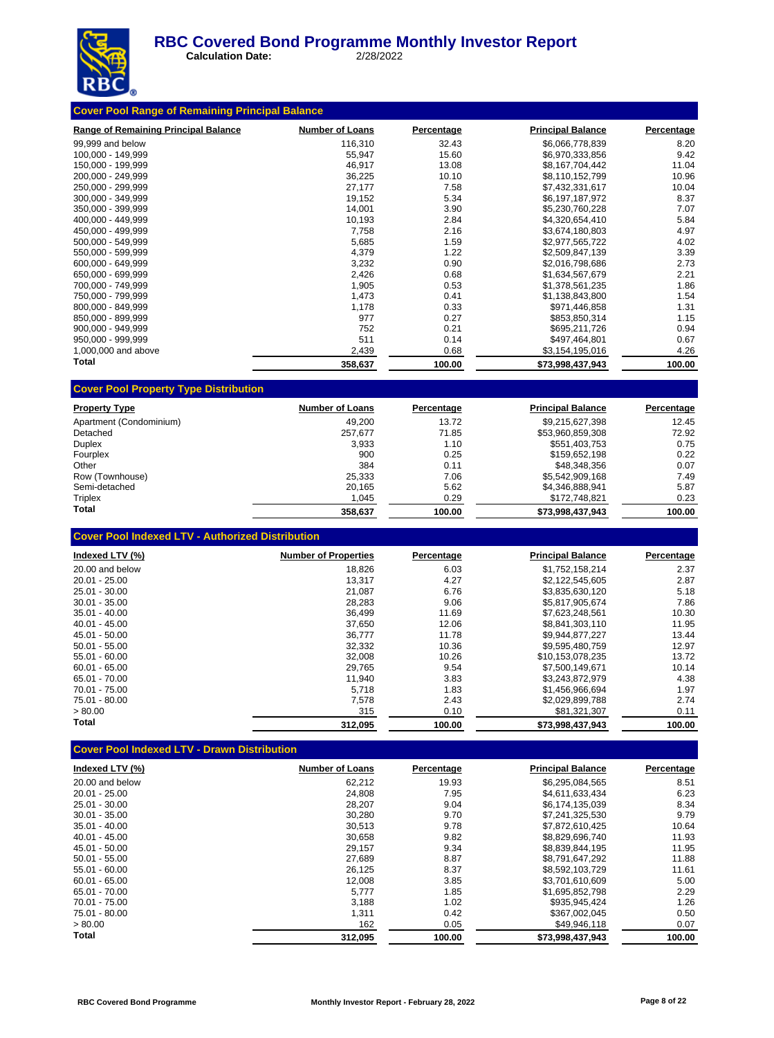# RBC Covered Bond Programme Monthly Investor Report

**Calculation Date:** 2/28/2022

## Cover Pool Range of Remaining Principal Balance

| Range of Remaining Principal Balance | Number of Loans | Percentage | Principal Balance | Percentage |
|---|---|---|---|---|
| 99,999 and below | 116,310 | 32.43 | $6,066,778,839 | 8.20 |
| 100,000 - 149,999 | 55,947 | 15.60 | $6,970,333,856 | 9.42 |
| 150,000 - 199,999 | 46,917 | 13.08 | $8,167,704,442 | 11.04 |
| 200,000 - 249,999 | 36,225 | 10.10 | $8,110,152,799 | 10.96 |
| 250,000 - 299,999 | 27,177 | 7.58 | $7,432,331,617 | 10.04 |
| 300,000 - 349,999 | 19,152 | 5.34 | $6,197,187,972 | 8.37 |
| 350,000 - 399,999 | 14,001 | 3.90 | $5,230,760,228 | 7.07 |
| 400,000 - 449,999 | 10,193 | 2.84 | $4,320,654,410 | 5.84 |
| 450,000 - 499,999 | 7,758 | 2.16 | $3,674,180,803 | 4.97 |
| 500,000 - 549,999 | 5,685 | 1.59 | $2,977,565,722 | 4.02 |
| 550,000 - 599,999 | 4,379 | 1.22 | $2,509,847,139 | 3.39 |
| 600,000 - 649,999 | 3,232 | 0.90 | $2,016,798,686 | 2.73 |
| 650,000 - 699,999 | 2,426 | 0.68 | $1,634,567,679 | 2.21 |
| 700,000 - 749,999 | 1,905 | 0.53 | $1,378,561,235 | 1.86 |
| 750,000 - 799,999 | 1,473 | 0.41 | $1,138,843,800 | 1.54 |
| 800,000 - 849,999 | 1,178 | 0.33 | $971,446,858 | 1.31 |
| 850,000 - 899,999 | 977 | 0.27 | $853,850,314 | 1.15 |
| 900,000 - 949,999 | 752 | 0.21 | $695,211,726 | 0.94 |
| 950,000 - 999,999 | 511 | 0.14 | $497,464,801 | 0.67 |
| 1,000,000 and above | 2,439 | 0.68 | $3,154,195,016 | 4.26 |
| **Total** | **358,637** | **100.00** | **$73,998,437,943** | **100.00** |

## Cover Pool Property Type Distribution

| Property Type | Number of Loans | Percentage | Principal Balance | Percentage |
|---|---|---|---|---|
| Apartment (Condominium) | 49,200 | 13.72 | $9,215,627,398 | 12.45 |
| Detached | 257,677 | 71.85 | $53,960,859,308 | 72.92 |
| Duplex | 3,933 | 1.10 | $551,403,753 | 0.75 |
| Fourplex | 900 | 0.25 | $159,652,198 | 0.22 |
| Other | 384 | 0.11 | $48,348,356 | 0.07 |
| Row (Townhouse) | 25,333 | 7.06 | $5,542,909,168 | 7.49 |
| Semi-detached | 20,165 | 5.62 | $4,346,888,941 | 5.87 |
| Triplex | 1,045 | 0.29 | $172,748,821 | 0.23 |
| **Total** | **358,637** | **100.00** | **$73,998,437,943** | **100.00** |

## Cover Pool Indexed LTV - Authorized Distribution

| Indexed LTV (%) | Number of Properties | Percentage | Principal Balance | Percentage |
|---|---|---|---|---|
| 20.00 and below | 18,826 | 6.03 | $1,752,158,214 | 2.37 |
| 20.01 - 25.00 | 13,317 | 4.27 | $2,122,545,605 | 2.87 |
| 25.01 - 30.00 | 21,087 | 6.76 | $3,835,630,120 | 5.18 |
| 30.01 - 35.00 | 28,283 | 9.06 | $5,817,905,674 | 7.86 |
| 35.01 - 40.00 | 36,499 | 11.69 | $7,623,248,561 | 10.30 |
| 40.01 - 45.00 | 37,650 | 12.06 | $8,841,303,110 | 11.95 |
| 45.01 - 50.00 | 36,777 | 11.78 | $9,944,877,227 | 13.44 |
| 50.01 - 55.00 | 32,332 | 10.36 | $9,595,480,759 | 12.97 |
| 55.01 - 60.00 | 32,008 | 10.26 | $10,153,078,235 | 13.72 |
| 60.01 - 65.00 | 29,765 | 9.54 | $7,500,149,671 | 10.14 |
| 65.01 - 70.00 | 11,940 | 3.83 | $3,243,872,979 | 4.38 |
| 70.01 - 75.00 | 5,718 | 1.83 | $1,456,966,694 | 1.97 |
| 75.01 - 80.00 | 7,578 | 2.43 | $2,029,899,788 | 2.74 |
| > 80.00 | 315 | 0.10 | $81,321,307 | 0.11 |
| **Total** | **312,095** | **100.00** | **$73,998,437,943** | **100.00** |

## Cover Pool Indexed LTV - Drawn Distribution

| Indexed LTV (%) | Number of Loans | Percentage | Principal Balance | Percentage |
|---|---|---|---|---|
| 20.00 and below | 62,212 | 19.93 | $6,295,084,565 | 8.51 |
| 20.01 - 25.00 | 24,808 | 7.95 | $4,611,633,434 | 6.23 |
| 25.01 - 30.00 | 28,207 | 9.04 | $6,174,135,039 | 8.34 |
| 30.01 - 35.00 | 30,280 | 9.70 | $7,241,325,530 | 9.79 |
| 35.01 - 40.00 | 30,513 | 9.78 | $7,872,610,425 | 10.64 |
| 40.01 - 45.00 | 30,658 | 9.82 | $8,829,696,740 | 11.93 |
| 45.01 - 50.00 | 29,157 | 9.34 | $8,839,844,195 | 11.95 |
| 50.01 - 55.00 | 27,689 | 8.87 | $8,791,647,292 | 11.88 |
| 55.01 - 60.00 | 26,125 | 8.37 | $8,592,103,729 | 11.61 |
| 60.01 - 65.00 | 12,008 | 3.85 | $3,701,610,609 | 5.00 |
| 65.01 - 70.00 | 5,777 | 1.85 | $1,695,852,798 | 2.29 |
| 70.01 - 75.00 | 3,188 | 1.02 | $935,945,424 | 1.26 |
| 75.01 - 80.00 | 1,311 | 0.42 | $367,002,045 | 0.50 |
| > 80.00 | 162 | 0.05 | $49,946,118 | 0.07 |
| **Total** | **312,095** | **100.00** | **$73,998,437,943** | **100.00** |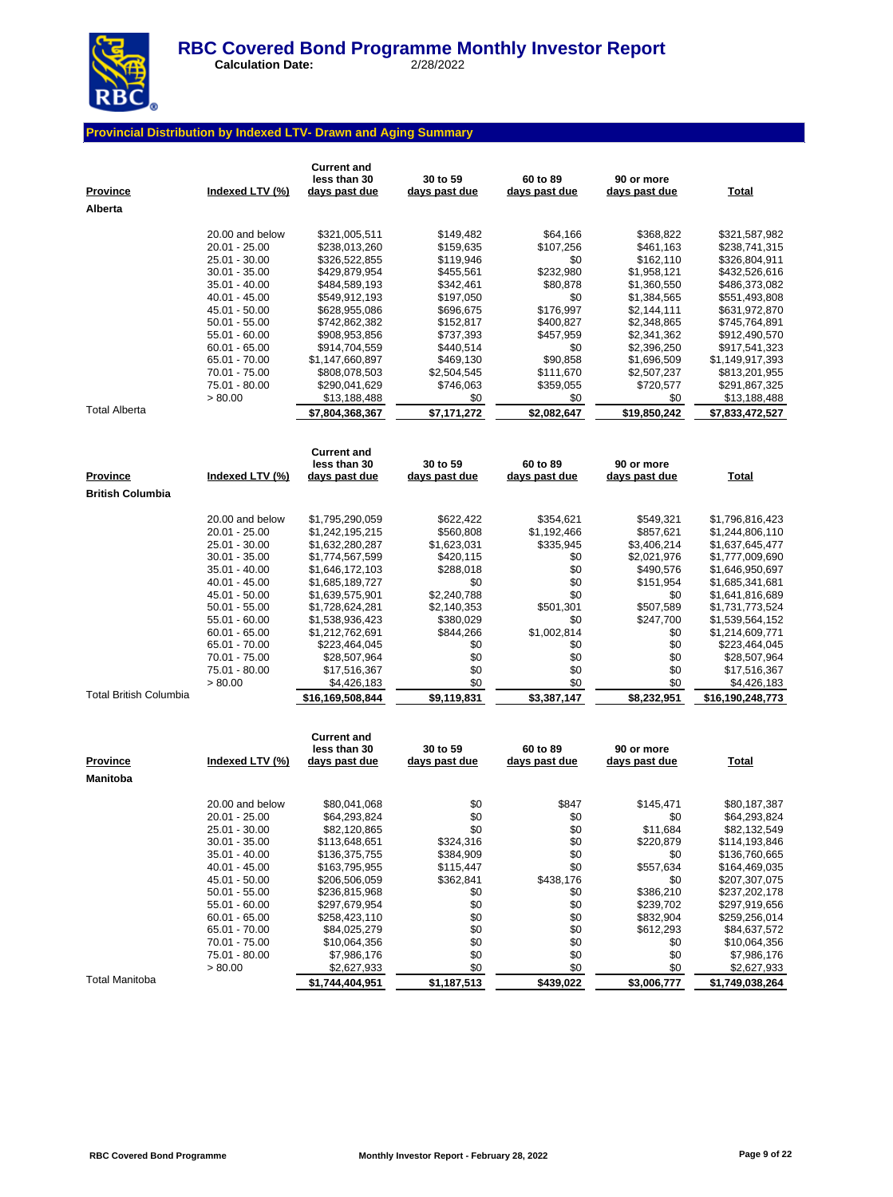# RBC Covered Bond Programme Monthly Investor Report

**Calculation Date:** 2/28/2022

## Provincial Distribution by Indexed LTV- Drawn and Aging Summary

| Province | Indexed LTV (%) | Current and less than 30 days past due | 30 to 59 days past due | 60 to 89 days past due | 90 or more days past due | Total |
|---|---|---|---|---|---|---|
| **Alberta** | | | | | | |
| | 20.00 and below | $321,005,511 | $149,482 | $64,166 | $368,822 | $321,587,982 |
| | 20.01 - 25.00 | $238,013,260 | $159,635 | $107,256 | $461,163 | $238,741,315 |
| | 25.01 - 30.00 | $326,522,855 | $119,946 | $0 | $162,110 | $326,804,911 |
| | 30.01 - 35.00 | $429,879,954 | $455,561 | $232,980 | $1,958,121 | $432,526,616 |
| | 35.01 - 40.00 | $484,589,193 | $342,461 | $80,878 | $1,360,550 | $486,373,082 |
| | 40.01 - 45.00 | $549,912,193 | $197,050 | $0 | $1,384,565 | $551,493,808 |
| | 45.01 - 50.00 | $628,955,086 | $696,675 | $176,997 | $2,144,111 | $631,972,870 |
| | 50.01 - 55.00 | $742,862,382 | $152,817 | $400,827 | $2,348,865 | $745,764,891 |
| | 55.01 - 60.00 | $908,953,856 | $737,393 | $457,959 | $2,341,362 | $912,490,570 |
| | 60.01 - 65.00 | $914,704,559 | $440,514 | $0 | $2,396,250 | $917,541,323 |
| | 65.01 - 70.00 | $1,147,660,897 | $469,130 | $90,858 | $1,696,509 | $1,149,917,393 |
| | 70.01 - 75.00 | $808,078,503 | $2,504,545 | $111,670 | $2,507,237 | $813,201,955 |
| | 75.01 - 80.00 | $290,041,629 | $746,063 | $359,055 | $720,577 | $291,867,325 |
| | > 80.00 | $13,188,488 | $0 | $0 | $0 | $13,188,488 |
| Total Alberta | | **$7,804,368,367** | **$7,171,272** | **$2,082,647** | **$19,850,242** | **$7,833,472,527** |

| Province | Indexed LTV (%) | Current and less than 30 days past due | 30 to 59 days past due | 60 to 89 days past due | 90 or more days past due | Total |
|---|---|---|---|---|---|---|
| **British Columbia** | | | | | | |
| | 20.00 and below | $1,795,290,059 | $622,422 | $354,621 | $549,321 | $1,796,816,423 |
| | 20.01 - 25.00 | $1,242,195,215 | $560,808 | $1,192,466 | $857,621 | $1,244,806,110 |
| | 25.01 - 30.00 | $1,632,280,287 | $1,623,031 | $335,945 | $3,406,214 | $1,637,645,477 |
| | 30.01 - 35.00 | $1,774,567,599 | $420,115 | $0 | $2,021,976 | $1,777,009,690 |
| | 35.01 - 40.00 | $1,646,172,103 | $288,018 | $0 | $490,576 | $1,646,950,697 |
| | 40.01 - 45.00 | $1,685,189,727 | $0 | $0 | $151,954 | $1,685,341,681 |
| | 45.01 - 50.00 | $1,639,575,901 | $2,240,788 | $0 | $0 | $1,641,816,689 |
| | 50.01 - 55.00 | $1,728,624,281 | $2,140,353 | $501,301 | $507,589 | $1,731,773,524 |
| | 55.01 - 60.00 | $1,538,936,423 | $380,029 | $0 | $247,700 | $1,539,564,152 |
| | 60.01 - 65.00 | $1,212,762,691 | $844,266 | $1,002,814 | $0 | $1,214,609,771 |
| | 65.01 - 70.00 | $223,464,045 | $0 | $0 | $0 | $223,464,045 |
| | 70.01 - 75.00 | $28,507,964 | $0 | $0 | $0 | $28,507,964 |
| | 75.01 - 80.00 | $17,516,367 | $0 | $0 | $0 | $17,516,367 |
| | > 80.00 | $4,426,183 | $0 | $0 | $0 | $4,426,183 |
| Total British Columbia | | **$16,169,508,844** | **$9,119,831** | **$3,387,147** | **$8,232,951** | **$16,190,248,773** |

| Province | Indexed LTV (%) | Current and less than 30 days past due | 30 to 59 days past due | 60 to 89 days past due | 90 or more days past due | Total |
|---|---|---|---|---|---|---|
| **Manitoba** | | | | | | |
| | 20.00 and below | $80,041,068 | $0 | $847 | $145,471 | $80,187,387 |
| | 20.01 - 25.00 | $64,293,824 | $0 | $0 | $0 | $64,293,824 |
| | 25.01 - 30.00 | $82,120,865 | $0 | $0 | $11,684 | $82,132,549 |
| | 30.01 - 35.00 | $113,648,651 | $324,316 | $0 | $220,879 | $114,193,846 |
| | 35.01 - 40.00 | $136,375,755 | $384,909 | $0 | $0 | $136,760,665 |
| | 40.01 - 45.00 | $163,795,955 | $115,447 | $0 | $557,634 | $164,469,035 |
| | 45.01 - 50.00 | $206,506,059 | $362,841 | $438,176 | $0 | $207,307,075 |
| | 50.01 - 55.00 | $236,815,968 | $0 | $0 | $386,210 | $237,202,178 |
| | 55.01 - 60.00 | $297,679,954 | $0 | $0 | $239,702 | $297,919,656 |
| | 60.01 - 65.00 | $258,423,110 | $0 | $0 | $832,904 | $259,256,014 |
| | 65.01 - 70.00 | $84,025,279 | $0 | $0 | $612,293 | $84,637,572 |
| | 70.01 - 75.00 | $10,064,356 | $0 | $0 | $0 | $10,064,356 |
| | 75.01 - 80.00 | $7,986,176 | $0 | $0 | $0 | $7,986,176 |
| | > 80.00 | $2,627,933 | $0 | $0 | $0 | $2,627,933 |
| Total Manitoba | | **$1,744,404,951** | **$1,187,513** | **$439,022** | **$3,006,777** | **$1,749,038,264** |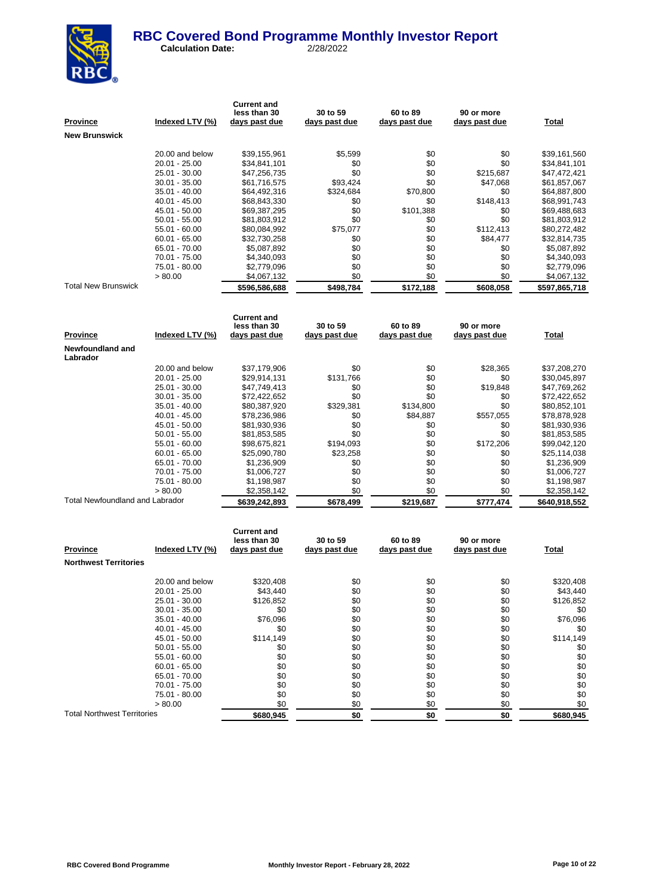# RBC Covered Bond Programme Monthly Investor Report

**Calculation Date:** 2/28/2022

| Province | Indexed LTV (%) | Current and less than 30 days past due | 30 to 59 days past due | 60 to 89 days past due | 90 or more days past due | Total |
|---|---|---|---|---|---|---|
| **New Brunswick** | | | | | | |
| | 20.00 and below | $39,155,961 | $5,599 | $0 | $0 | $39,161,560 |
| | 20.01 - 25.00 | $34,841,101 | $0 | $0 | $0 | $34,841,101 |
| | 25.01 - 30.00 | $47,256,735 | $0 | $0 | $215,687 | $47,472,421 |
| | 30.01 - 35.00 | $61,716,575 | $93,424 | $0 | $47,068 | $61,857,067 |
| | 35.01 - 40.00 | $64,492,316 | $324,684 | $70,800 | $0 | $64,887,800 |
| | 40.01 - 45.00 | $68,843,330 | $0 | $0 | $148,413 | $68,991,743 |
| | 45.01 - 50.00 | $69,387,295 | $0 | $101,388 | $0 | $69,488,683 |
| | 50.01 - 55.00 | $81,803,912 | $0 | $0 | $0 | $81,803,912 |
| | 55.01 - 60.00 | $80,084,992 | $75,077 | $0 | $112,413 | $80,272,482 |
| | 60.01 - 65.00 | $32,730,258 | $0 | $0 | $84,477 | $32,814,735 |
| | 65.01 - 70.00 | $5,087,892 | $0 | $0 | $0 | $5,087,892 |
| | 70.01 - 75.00 | $4,340,093 | $0 | $0 | $0 | $4,340,093 |
| | 75.01 - 80.00 | $2,779,096 | $0 | $0 | $0 | $2,779,096 |
| | > 80.00 | $4,067,132 | $0 | $0 | $0 | $4,067,132 |
| Total New Brunswick | | **$596,586,688** | **$498,784** | **$172,188** | **$608,058** | **$597,865,718** |

| Province | Indexed LTV (%) | Current and less than 30 days past due | 30 to 59 days past due | 60 to 89 days past due | 90 or more days past due | Total |
|---|---|---|---|---|---|---|
| **Newfoundland and Labrador** | | | | | | |
| | 20.00 and below | $37,179,906 | $0 | $0 | $28,365 | $37,208,270 |
| | 20.01 - 25.00 | $29,914,131 | $131,766 | $0 | $0 | $30,045,897 |
| | 25.01 - 30.00 | $47,749,413 | $0 | $0 | $19,848 | $47,769,262 |
| | 30.01 - 35.00 | $72,422,652 | $0 | $0 | $0 | $72,422,652 |
| | 35.01 - 40.00 | $80,387,920 | $329,381 | $134,800 | $0 | $80,852,101 |
| | 40.01 - 45.00 | $78,236,986 | $0 | $84,887 | $557,055 | $78,878,928 |
| | 45.01 - 50.00 | $81,930,936 | $0 | $0 | $0 | $81,930,936 |
| | 50.01 - 55.00 | $81,853,585 | $0 | $0 | $0 | $81,853,585 |
| | 55.01 - 60.00 | $98,675,821 | $194,093 | $0 | $172,206 | $99,042,120 |
| | 60.01 - 65.00 | $25,090,780 | $23,258 | $0 | $0 | $25,114,038 |
| | 65.01 - 70.00 | $1,236,909 | $0 | $0 | $0 | $1,236,909 |
| | 70.01 - 75.00 | $1,006,727 | $0 | $0 | $0 | $1,006,727 |
| | 75.01 - 80.00 | $1,198,987 | $0 | $0 | $0 | $1,198,987 |
| | > 80.00 | $2,358,142 | $0 | $0 | $0 | $2,358,142 |
| Total Newfoundland and Labrador | | **$639,242,893** | **$678,499** | **$219,687** | **$777,474** | **$640,918,552** |

| Province | Indexed LTV (%) | Current and less than 30 days past due | 30 to 59 days past due | 60 to 89 days past due | 90 or more days past due | Total |
|---|---|---|---|---|---|---|
| **Northwest Territories** | | | | | | |
| | 20.00 and below | $320,408 | $0 | $0 | $0 | $320,408 |
| | 20.01 - 25.00 | $43,440 | $0 | $0 | $0 | $43,440 |
| | 25.01 - 30.00 | $126,852 | $0 | $0 | $0 | $126,852 |
| | 30.01 - 35.00 | $0 | $0 | $0 | $0 | $0 |
| | 35.01 - 40.00 | $76,096 | $0 | $0 | $0 | $76,096 |
| | 40.01 - 45.00 | $0 | $0 | $0 | $0 | $0 |
| | 45.01 - 50.00 | $114,149 | $0 | $0 | $0 | $114,149 |
| | 50.01 - 55.00 | $0 | $0 | $0 | $0 | $0 |
| | 55.01 - 60.00 | $0 | $0 | $0 | $0 | $0 |
| | 60.01 - 65.00 | $0 | $0 | $0 | $0 | $0 |
| | 65.01 - 70.00 | $0 | $0 | $0 | $0 | $0 |
| | 70.01 - 75.00 | $0 | $0 | $0 | $0 | $0 |
| | 75.01 - 80.00 | $0 | $0 | $0 | $0 | $0 |
| | > 80.00 | $0 | $0 | $0 | $0 | $0 |
| Total Northwest Territories | | **$680,945** | **$0** | **$0** | **$0** | **$680,945** |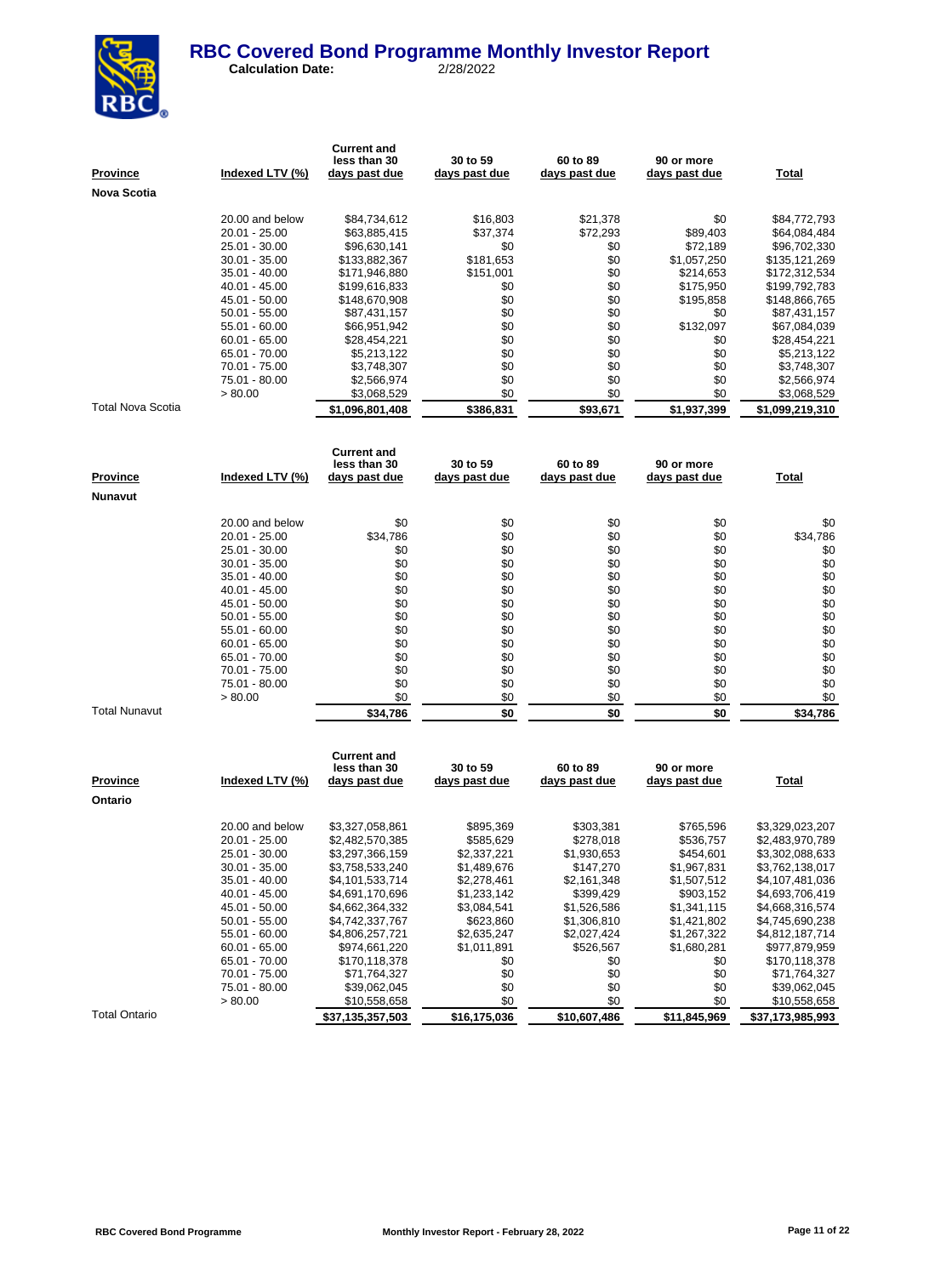# RBC Covered Bond Programme Monthly Investor Report

**Calculation Date:** 2/28/2022

| Province | Indexed LTV (%) | Current and less than 30 days past due | 30 to 59 days past due | 60 to 89 days past due | 90 or more days past due | Total |
|---|---|---|---|---|---|---|
| **Nova Scotia** | | | | | | |
| | 20.00 and below | $84,734,612 | $16,803 | $21,378 | $0 | $84,772,793 |
| | 20.01 - 25.00 | $63,885,415 | $37,374 | $72,293 | $89,403 | $64,084,484 |
| | 25.01 - 30.00 | $96,630,141 | $0 | $0 | $72,189 | $96,702,330 |
| | 30.01 - 35.00 | $133,882,367 | $181,653 | $0 | $1,057,250 | $135,121,269 |
| | 35.01 - 40.00 | $171,946,880 | $151,001 | $0 | $214,653 | $172,312,534 |
| | 40.01 - 45.00 | $199,616,833 | $0 | $0 | $175,950 | $199,792,783 |
| | 45.01 - 50.00 | $148,670,908 | $0 | $0 | $195,858 | $148,866,765 |
| | 50.01 - 55.00 | $87,431,157 | $0 | $0 | $0 | $87,431,157 |
| | 55.01 - 60.00 | $66,951,942 | $0 | $0 | $132,097 | $67,084,039 |
| | 60.01 - 65.00 | $28,454,221 | $0 | $0 | $0 | $28,454,221 |
| | 65.01 - 70.00 | $5,213,122 | $0 | $0 | $0 | $5,213,122 |
| | 70.01 - 75.00 | $3,748,307 | $0 | $0 | $0 | $3,748,307 |
| | 75.01 - 80.00 | $2,566,974 | $0 | $0 | $0 | $2,566,974 |
| | > 80.00 | $3,068,529 | $0 | $0 | $0 | $3,068,529 |
| Total Nova Scotia | | **$1,096,801,408** | **$386,831** | **$93,671** | **$1,937,399** | **$1,099,219,310** |

| Province | Indexed LTV (%) | Current and less than 30 days past due | 30 to 59 days past due | 60 to 89 days past due | 90 or more days past due | Total |
|---|---|---|---|---|---|---|
| **Nunavut** | | | | | | |
| | 20.00 and below | $0 | $0 | $0 | $0 | $0 |
| | 20.01 - 25.00 | $34,786 | $0 | $0 | $0 | $34,786 |
| | 25.01 - 30.00 | $0 | $0 | $0 | $0 | $0 |
| | 30.01 - 35.00 | $0 | $0 | $0 | $0 | $0 |
| | 35.01 - 40.00 | $0 | $0 | $0 | $0 | $0 |
| | 40.01 - 45.00 | $0 | $0 | $0 | $0 | $0 |
| | 45.01 - 50.00 | $0 | $0 | $0 | $0 | $0 |
| | 50.01 - 55.00 | $0 | $0 | $0 | $0 | $0 |
| | 55.01 - 60.00 | $0 | $0 | $0 | $0 | $0 |
| | 60.01 - 65.00 | $0 | $0 | $0 | $0 | $0 |
| | 65.01 - 70.00 | $0 | $0 | $0 | $0 | $0 |
| | 70.01 - 75.00 | $0 | $0 | $0 | $0 | $0 |
| | 75.01 - 80.00 | $0 | $0 | $0 | $0 | $0 |
| | > 80.00 | $0 | $0 | $0 | $0 | $0 |
| Total Nunavut | | **$34,786** | **$0** | **$0** | **$0** | **$34,786** |

| Province | Indexed LTV (%) | Current and less than 30 days past due | 30 to 59 days past due | 60 to 89 days past due | 90 or more days past due | Total |
|---|---|---|---|---|---|---|
| **Ontario** | | | | | | |
| | 20.00 and below | $3,327,058,861 | $895,369 | $303,381 | $765,596 | $3,329,023,207 |
| | 20.01 - 25.00 | $2,482,570,385 | $585,629 | $278,018 | $536,757 | $2,483,970,789 |
| | 25.01 - 30.00 | $3,297,366,159 | $2,337,221 | $1,930,653 | $454,601 | $3,302,088,633 |
| | 30.01 - 35.00 | $3,758,533,240 | $1,489,676 | $147,270 | $1,967,831 | $3,762,138,017 |
| | 35.01 - 40.00 | $4,101,533,714 | $2,278,461 | $2,161,348 | $1,507,512 | $4,107,481,036 |
| | 40.01 - 45.00 | $4,691,170,696 | $1,233,142 | $399,429 | $903,152 | $4,693,706,419 |
| | 45.01 - 50.00 | $4,662,364,332 | $3,084,541 | $1,526,586 | $1,341,115 | $4,668,316,574 |
| | 50.01 - 55.00 | $4,742,337,767 | $623,860 | $1,306,810 | $1,421,802 | $4,745,690,238 |
| | 55.01 - 60.00 | $4,806,257,721 | $2,635,247 | $2,027,424 | $1,267,322 | $4,812,187,714 |
| | 60.01 - 65.00 | $974,661,220 | $1,011,891 | $526,567 | $1,680,281 | $977,879,959 |
| | 65.01 - 70.00 | $170,118,378 | $0 | $0 | $0 | $170,118,378 |
| | 70.01 - 75.00 | $71,764,327 | $0 | $0 | $0 | $71,764,327 |
| | 75.01 - 80.00 | $39,062,045 | $0 | $0 | $0 | $39,062,045 |
| | > 80.00 | $10,558,658 | $0 | $0 | $0 | $10,558,658 |
| Total Ontario | | **$37,135,357,503** | **$16,175,036** | **$10,607,486** | **$11,845,969** | **$37,173,985,993** |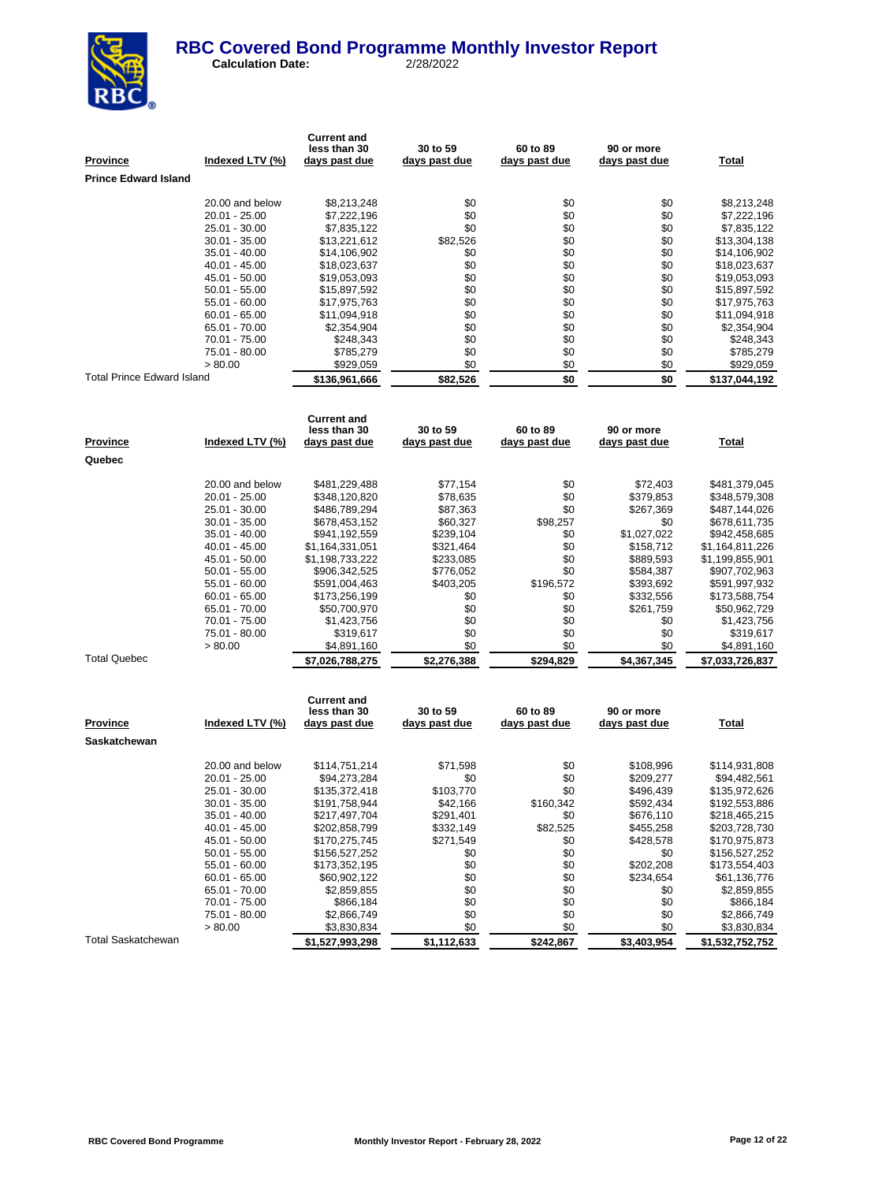# RBC Covered Bond Programme Monthly Investor Report

**Calculation Date:** 2/28/2022

| Province | Indexed LTV (%) | Current and less than 30 days past due | 30 to 59 days past due | 60 to 89 days past due | 90 or more days past due | Total |
|---|---|---|---|---|---|---|
| **Prince Edward Island** | | | | | | |
| | 20.00 and below | $8,213,248 | $0 | $0 | $0 | $8,213,248 |
| | 20.01 - 25.00 | $7,222,196 | $0 | $0 | $0 | $7,222,196 |
| | 25.01 - 30.00 | $7,835,122 | $0 | $0 | $0 | $7,835,122 |
| | 30.01 - 35.00 | $13,221,612 | $82,526 | $0 | $0 | $13,304,138 |
| | 35.01 - 40.00 | $14,106,902 | $0 | $0 | $0 | $14,106,902 |
| | 40.01 - 45.00 | $18,023,637 | $0 | $0 | $0 | $18,023,637 |
| | 45.01 - 50.00 | $19,053,093 | $0 | $0 | $0 | $19,053,093 |
| | 50.01 - 55.00 | $15,897,592 | $0 | $0 | $0 | $15,897,592 |
| | 55.01 - 60.00 | $17,975,763 | $0 | $0 | $0 | $17,975,763 |
| | 60.01 - 65.00 | $11,094,918 | $0 | $0 | $0 | $11,094,918 |
| | 65.01 - 70.00 | $2,354,904 | $0 | $0 | $0 | $2,354,904 |
| | 70.01 - 75.00 | $248,343 | $0 | $0 | $0 | $248,343 |
| | 75.01 - 80.00 | $785,279 | $0 | $0 | $0 | $785,279 |
| | > 80.00 | $929,059 | $0 | $0 | $0 | $929,059 |
| Total Prince Edward Island | | $136,961,666 | $82,526 | $0 | $0 | $137,044,192 |

| Province | Indexed LTV (%) | Current and less than 30 days past due | 30 to 59 days past due | 60 to 89 days past due | 90 or more days past due | Total |
|---|---|---|---|---|---|---|
| **Quebec** | | | | | | |
| | 20.00 and below | $481,229,488 | $77,154 | $0 | $72,403 | $481,379,045 |
| | 20.01 - 25.00 | $348,120,820 | $78,635 | $0 | $379,853 | $348,579,308 |
| | 25.01 - 30.00 | $486,789,294 | $87,363 | $0 | $267,369 | $487,144,026 |
| | 30.01 - 35.00 | $678,453,152 | $60,327 | $98,257 | $0 | $678,611,735 |
| | 35.01 - 40.00 | $941,192,559 | $239,104 | $0 | $1,027,022 | $942,458,685 |
| | 40.01 - 45.00 | $1,164,331,051 | $321,464 | $0 | $158,712 | $1,164,811,226 |
| | 45.01 - 50.00 | $1,198,733,222 | $233,085 | $0 | $889,593 | $1,199,855,901 |
| | 50.01 - 55.00 | $906,342,525 | $776,052 | $0 | $584,387 | $907,702,963 |
| | 55.01 - 60.00 | $591,004,463 | $403,205 | $196,572 | $393,692 | $591,997,932 |
| | 60.01 - 65.00 | $173,256,199 | $0 | $0 | $332,556 | $173,588,754 |
| | 65.01 - 70.00 | $50,700,970 | $0 | $0 | $261,759 | $50,962,729 |
| | 70.01 - 75.00 | $1,423,756 | $0 | $0 | $0 | $1,423,756 |
| | 75.01 - 80.00 | $319,617 | $0 | $0 | $0 | $319,617 |
| | > 80.00 | $4,891,160 | $0 | $0 | $0 | $4,891,160 |
| Total Quebec | | $7,026,788,275 | $2,276,388 | $294,829 | $4,367,345 | $7,033,726,837 |

| Province | Indexed LTV (%) | Current and less than 30 days past due | 30 to 59 days past due | 60 to 89 days past due | 90 or more days past due | Total |
|---|---|---|---|---|---|---|
| **Saskatchewan** | | | | | | |
| | 20.00 and below | $114,751,214 | $71,598 | $0 | $108,996 | $114,931,808 |
| | 20.01 - 25.00 | $94,273,284 | $0 | $0 | $209,277 | $94,482,561 |
| | 25.01 - 30.00 | $135,372,418 | $103,770 | $0 | $496,439 | $135,972,626 |
| | 30.01 - 35.00 | $191,758,944 | $42,166 | $160,342 | $592,434 | $192,553,886 |
| | 35.01 - 40.00 | $217,497,704 | $291,401 | $0 | $676,110 | $218,465,215 |
| | 40.01 - 45.00 | $202,858,799 | $332,149 | $82,525 | $455,258 | $203,728,730 |
| | 45.01 - 50.00 | $170,275,745 | $271,549 | $0 | $428,578 | $170,975,873 |
| | 50.01 - 55.00 | $156,527,252 | $0 | $0 | $0 | $156,527,252 |
| | 55.01 - 60.00 | $173,352,195 | $0 | $0 | $202,208 | $173,554,403 |
| | 60.01 - 65.00 | $60,902,122 | $0 | $0 | $234,654 | $61,136,776 |
| | 65.01 - 70.00 | $2,859,855 | $0 | $0 | $0 | $2,859,855 |
| | 70.01 - 75.00 | $866,184 | $0 | $0 | $0 | $866,184 |
| | 75.01 - 80.00 | $2,866,749 | $0 | $0 | $0 | $2,866,749 |
| | > 80.00 | $3,830,834 | $0 | $0 | $0 | $3,830,834 |
| Total Saskatchewan | | $1,527,993,298 | $1,112,633 | $242,867 | $3,403,954 | $1,532,752,752 |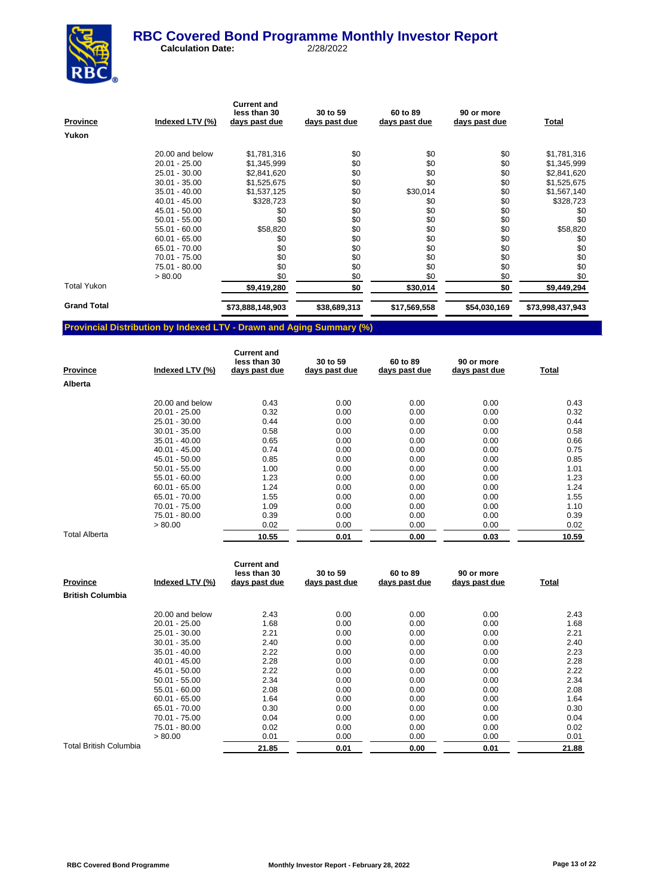# RBC Covered Bond Programme Monthly Investor Report

**Calculation Date:** 2/28/2022

| Province | Indexed LTV (%) | Current and less than 30 days past due | 30 to 59 days past due | 60 to 89 days past due | 90 or more days past due | Total |
|---|---|---|---|---|---|---|
| **Yukon** | | | | | | |
| | 20.00 and below | $1,781,316 | $0 | $0 | $0 | $1,781,316 |
| | 20.01 - 25.00 | $1,345,999 | $0 | $0 | $0 | $1,345,999 |
| | 25.01 - 30.00 | $2,841,620 | $0 | $0 | $0 | $2,841,620 |
| | 30.01 - 35.00 | $1,525,675 | $0 | $0 | $0 | $1,525,675 |
| | 35.01 - 40.00 | $1,537,125 | $0 | $30,014 | $0 | $1,567,140 |
| | 40.01 - 45.00 | $328,723 | $0 | $0 | $0 | $328,723 |
| | 45.01 - 50.00 | $0 | $0 | $0 | $0 | $0 |
| | 50.01 - 55.00 | $0 | $0 | $0 | $0 | $0 |
| | 55.01 - 60.00 | $58,820 | $0 | $0 | $0 | $58,820 |
| | 60.01 - 65.00 | $0 | $0 | $0 | $0 | $0 |
| | 65.01 - 70.00 | $0 | $0 | $0 | $0 | $0 |
| | 70.01 - 75.00 | $0 | $0 | $0 | $0 | $0 |
| | 75.01 - 80.00 | $0 | $0 | $0 | $0 | $0 |
| | > 80.00 | $0 | $0 | $0 | $0 | $0 |
| Total Yukon | | **$9,419,280** | **$0** | **$30,014** | **$0** | **$9,449,294** |
| **Grand Total** | | **$73,888,148,903** | **$38,689,313** | **$17,569,558** | **$54,030,169** | **$73,998,437,943** |

## Provincial Distribution by Indexed LTV - Drawn and Aging Summary (%)

| Province | Indexed LTV (%) | Current and less than 30 days past due | 30 to 59 days past due | 60 to 89 days past due | 90 or more days past due | Total |
|---|---|---|---|---|---|---|
| **Alberta** | | | | | | |
| | 20.00 and below | 0.43 | 0.00 | 0.00 | 0.00 | 0.43 |
| | 20.01 - 25.00 | 0.32 | 0.00 | 0.00 | 0.00 | 0.32 |
| | 25.01 - 30.00 | 0.44 | 0.00 | 0.00 | 0.00 | 0.44 |
| | 30.01 - 35.00 | 0.58 | 0.00 | 0.00 | 0.00 | 0.58 |
| | 35.01 - 40.00 | 0.65 | 0.00 | 0.00 | 0.00 | 0.66 |
| | 40.01 - 45.00 | 0.74 | 0.00 | 0.00 | 0.00 | 0.75 |
| | 45.01 - 50.00 | 0.85 | 0.00 | 0.00 | 0.00 | 0.85 |
| | 50.01 - 55.00 | 1.00 | 0.00 | 0.00 | 0.00 | 1.01 |
| | 55.01 - 60.00 | 1.23 | 0.00 | 0.00 | 0.00 | 1.23 |
| | 60.01 - 65.00 | 1.24 | 0.00 | 0.00 | 0.00 | 1.24 |
| | 65.01 - 70.00 | 1.55 | 0.00 | 0.00 | 0.00 | 1.55 |
| | 70.01 - 75.00 | 1.09 | 0.00 | 0.00 | 0.00 | 1.10 |
| | 75.01 - 80.00 | 0.39 | 0.00 | 0.00 | 0.00 | 0.39 |
| | > 80.00 | 0.02 | 0.00 | 0.00 | 0.00 | 0.02 |
| Total Alberta | | **10.55** | **0.01** | **0.00** | **0.03** | **10.59** |

| Province | Indexed LTV (%) | Current and less than 30 days past due | 30 to 59 days past due | 60 to 89 days past due | 90 or more days past due | Total |
|---|---|---|---|---|---|---|
| **British Columbia** | | | | | | |
| | 20.00 and below | 2.43 | 0.00 | 0.00 | 0.00 | 2.43 |
| | 20.01 - 25.00 | 1.68 | 0.00 | 0.00 | 0.00 | 1.68 |
| | 25.01 - 30.00 | 2.21 | 0.00 | 0.00 | 0.00 | 2.21 |
| | 30.01 - 35.00 | 2.40 | 0.00 | 0.00 | 0.00 | 2.40 |
| | 35.01 - 40.00 | 2.22 | 0.00 | 0.00 | 0.00 | 2.23 |
| | 40.01 - 45.00 | 2.28 | 0.00 | 0.00 | 0.00 | 2.28 |
| | 45.01 - 50.00 | 2.22 | 0.00 | 0.00 | 0.00 | 2.22 |
| | 50.01 - 55.00 | 2.34 | 0.00 | 0.00 | 0.00 | 2.34 |
| | 55.01 - 60.00 | 2.08 | 0.00 | 0.00 | 0.00 | 2.08 |
| | 60.01 - 65.00 | 1.64 | 0.00 | 0.00 | 0.00 | 1.64 |
| | 65.01 - 70.00 | 0.30 | 0.00 | 0.00 | 0.00 | 0.30 |
| | 70.01 - 75.00 | 0.04 | 0.00 | 0.00 | 0.00 | 0.04 |
| | 75.01 - 80.00 | 0.02 | 0.00 | 0.00 | 0.00 | 0.02 |
| | > 80.00 | 0.01 | 0.00 | 0.00 | 0.00 | 0.01 |
| Total British Columbia | | **21.85** | **0.01** | **0.00** | **0.01** | **21.88** |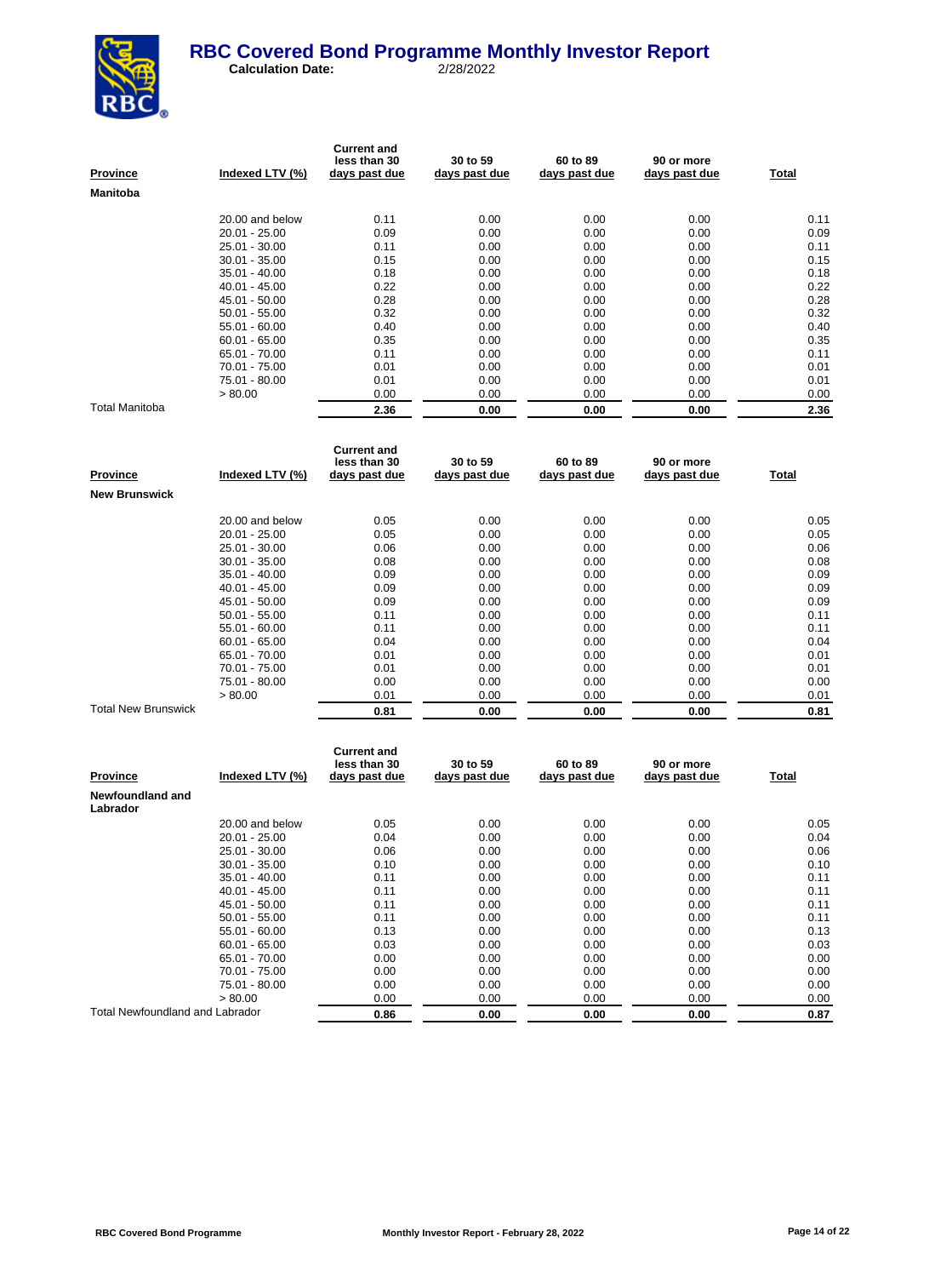# RBC Covered Bond Programme Monthly Investor Report

**Calculation Date:** 2/28/2022

| Province | Indexed LTV (%) | Current and less than 30 days past due | 30 to 59 days past due | 60 to 89 days past due | 90 or more days past due | Total |
|---|---|---|---|---|---|---|
| **Manitoba** | | | | | | |
| | 20.00 and below | 0.11 | 0.00 | 0.00 | 0.00 | 0.11 |
| | 20.01 - 25.00 | 0.09 | 0.00 | 0.00 | 0.00 | 0.09 |
| | 25.01 - 30.00 | 0.11 | 0.00 | 0.00 | 0.00 | 0.11 |
| | 30.01 - 35.00 | 0.15 | 0.00 | 0.00 | 0.00 | 0.15 |
| | 35.01 - 40.00 | 0.18 | 0.00 | 0.00 | 0.00 | 0.18 |
| | 40.01 - 45.00 | 0.22 | 0.00 | 0.00 | 0.00 | 0.22 |
| | 45.01 - 50.00 | 0.28 | 0.00 | 0.00 | 0.00 | 0.28 |
| | 50.01 - 55.00 | 0.32 | 0.00 | 0.00 | 0.00 | 0.32 |
| | 55.01 - 60.00 | 0.40 | 0.00 | 0.00 | 0.00 | 0.40 |
| | 60.01 - 65.00 | 0.35 | 0.00 | 0.00 | 0.00 | 0.35 |
| | 65.01 - 70.00 | 0.11 | 0.00 | 0.00 | 0.00 | 0.11 |
| | 70.01 - 75.00 | 0.01 | 0.00 | 0.00 | 0.00 | 0.01 |
| | 75.01 - 80.00 | 0.01 | 0.00 | 0.00 | 0.00 | 0.01 |
| | > 80.00 | 0.00 | 0.00 | 0.00 | 0.00 | 0.00 |
| Total Manitoba | | **2.36** | **0.00** | **0.00** | **0.00** | **2.36** |

| Province | Indexed LTV (%) | Current and less than 30 days past due | 30 to 59 days past due | 60 to 89 days past due | 90 or more days past due | Total |
|---|---|---|---|---|---|---|
| **New Brunswick** | | | | | | |
| | 20.00 and below | 0.05 | 0.00 | 0.00 | 0.00 | 0.05 |
| | 20.01 - 25.00 | 0.05 | 0.00 | 0.00 | 0.00 | 0.05 |
| | 25.01 - 30.00 | 0.06 | 0.00 | 0.00 | 0.00 | 0.06 |
| | 30.01 - 35.00 | 0.08 | 0.00 | 0.00 | 0.00 | 0.08 |
| | 35.01 - 40.00 | 0.09 | 0.00 | 0.00 | 0.00 | 0.09 |
| | 40.01 - 45.00 | 0.09 | 0.00 | 0.00 | 0.00 | 0.09 |
| | 45.01 - 50.00 | 0.09 | 0.00 | 0.00 | 0.00 | 0.09 |
| | 50.01 - 55.00 | 0.11 | 0.00 | 0.00 | 0.00 | 0.11 |
| | 55.01 - 60.00 | 0.11 | 0.00 | 0.00 | 0.00 | 0.11 |
| | 60.01 - 65.00 | 0.04 | 0.00 | 0.00 | 0.00 | 0.04 |
| | 65.01 - 70.00 | 0.01 | 0.00 | 0.00 | 0.00 | 0.01 |
| | 70.01 - 75.00 | 0.01 | 0.00 | 0.00 | 0.00 | 0.01 |
| | 75.01 - 80.00 | 0.00 | 0.00 | 0.00 | 0.00 | 0.00 |
| | > 80.00 | 0.01 | 0.00 | 0.00 | 0.00 | 0.01 |
| Total New Brunswick | | **0.81** | **0.00** | **0.00** | **0.00** | **0.81** |

| Province | Indexed LTV (%) | Current and less than 30 days past due | 30 to 59 days past due | 60 to 89 days past due | 90 or more days past due | Total |
|---|---|---|---|---|---|---|
| **Newfoundland and Labrador** | | | | | | |
| | 20.00 and below | 0.05 | 0.00 | 0.00 | 0.00 | 0.05 |
| | 20.01 - 25.00 | 0.04 | 0.00 | 0.00 | 0.00 | 0.04 |
| | 25.01 - 30.00 | 0.06 | 0.00 | 0.00 | 0.00 | 0.06 |
| | 30.01 - 35.00 | 0.10 | 0.00 | 0.00 | 0.00 | 0.10 |
| | 35.01 - 40.00 | 0.11 | 0.00 | 0.00 | 0.00 | 0.11 |
| | 40.01 - 45.00 | 0.11 | 0.00 | 0.00 | 0.00 | 0.11 |
| | 45.01 - 50.00 | 0.11 | 0.00 | 0.00 | 0.00 | 0.11 |
| | 50.01 - 55.00 | 0.11 | 0.00 | 0.00 | 0.00 | 0.11 |
| | 55.01 - 60.00 | 0.13 | 0.00 | 0.00 | 0.00 | 0.13 |
| | 60.01 - 65.00 | 0.03 | 0.00 | 0.00 | 0.00 | 0.03 |
| | 65.01 - 70.00 | 0.00 | 0.00 | 0.00 | 0.00 | 0.00 |
| | 70.01 - 75.00 | 0.00 | 0.00 | 0.00 | 0.00 | 0.00 |
| | 75.01 - 80.00 | 0.00 | 0.00 | 0.00 | 0.00 | 0.00 |
| | > 80.00 | 0.00 | 0.00 | 0.00 | 0.00 | 0.00 |
| Total Newfoundland and Labrador | | **0.86** | **0.00** | **0.00** | **0.00** | **0.87** |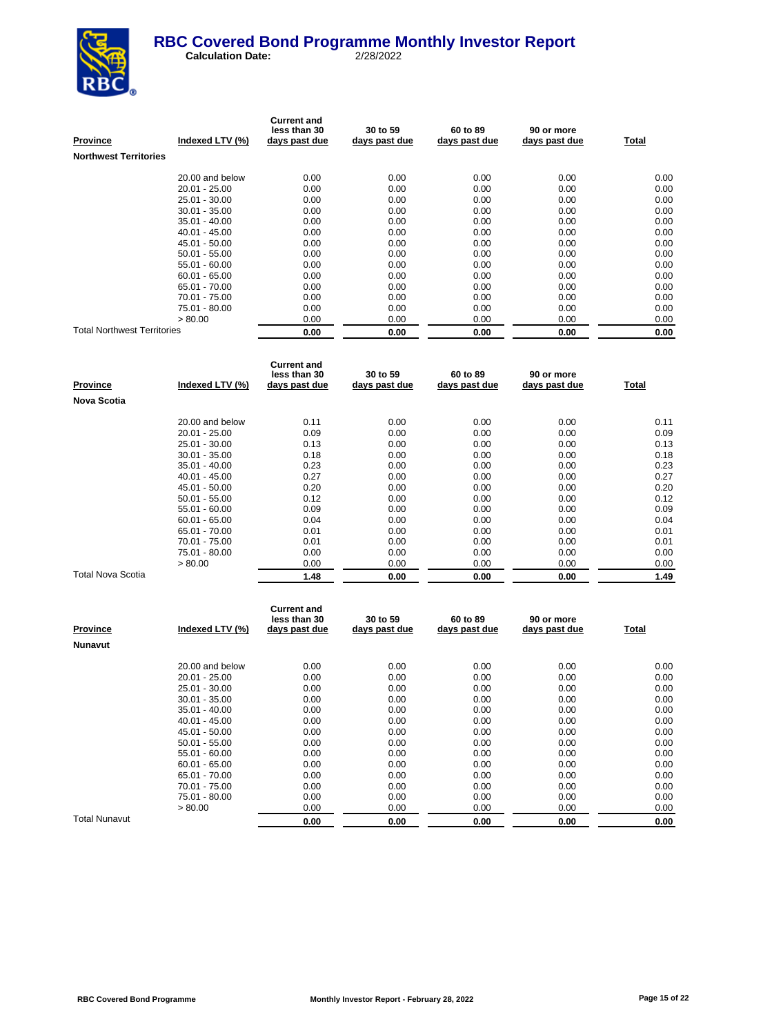# RBC Covered Bond Programme Monthly Investor Report

**Calculation Date:** 2/28/2022

| Province | Indexed LTV (%) | Current and less than 30 days past due | 30 to 59 days past due | 60 to 89 days past due | 90 or more days past due | Total |
|---|---|---|---|---|---|---|
| **Northwest Territories** | | | | | | |
| | 20.00 and below | 0.00 | 0.00 | 0.00 | 0.00 | 0.00 |
| | 20.01 - 25.00 | 0.00 | 0.00 | 0.00 | 0.00 | 0.00 |
| | 25.01 - 30.00 | 0.00 | 0.00 | 0.00 | 0.00 | 0.00 |
| | 30.01 - 35.00 | 0.00 | 0.00 | 0.00 | 0.00 | 0.00 |
| | 35.01 - 40.00 | 0.00 | 0.00 | 0.00 | 0.00 | 0.00 |
| | 40.01 - 45.00 | 0.00 | 0.00 | 0.00 | 0.00 | 0.00 |
| | 45.01 - 50.00 | 0.00 | 0.00 | 0.00 | 0.00 | 0.00 |
| | 50.01 - 55.00 | 0.00 | 0.00 | 0.00 | 0.00 | 0.00 |
| | 55.01 - 60.00 | 0.00 | 0.00 | 0.00 | 0.00 | 0.00 |
| | 60.01 - 65.00 | 0.00 | 0.00 | 0.00 | 0.00 | 0.00 |
| | 65.01 - 70.00 | 0.00 | 0.00 | 0.00 | 0.00 | 0.00 |
| | 70.01 - 75.00 | 0.00 | 0.00 | 0.00 | 0.00 | 0.00 |
| | 75.01 - 80.00 | 0.00 | 0.00 | 0.00 | 0.00 | 0.00 |
| | > 80.00 | 0.00 | 0.00 | 0.00 | 0.00 | 0.00 |
| Total Northwest Territories | | **0.00** | **0.00** | **0.00** | **0.00** | **0.00** |

| Province | Indexed LTV (%) | Current and less than 30 days past due | 30 to 59 days past due | 60 to 89 days past due | 90 or more days past due | Total |
|---|---|---|---|---|---|---|
| **Nova Scotia** | | | | | | |
| | 20.00 and below | 0.11 | 0.00 | 0.00 | 0.00 | 0.11 |
| | 20.01 - 25.00 | 0.09 | 0.00 | 0.00 | 0.00 | 0.09 |
| | 25.01 - 30.00 | 0.13 | 0.00 | 0.00 | 0.00 | 0.13 |
| | 30.01 - 35.00 | 0.18 | 0.00 | 0.00 | 0.00 | 0.18 |
| | 35.01 - 40.00 | 0.23 | 0.00 | 0.00 | 0.00 | 0.23 |
| | 40.01 - 45.00 | 0.27 | 0.00 | 0.00 | 0.00 | 0.27 |
| | 45.01 - 50.00 | 0.20 | 0.00 | 0.00 | 0.00 | 0.20 |
| | 50.01 - 55.00 | 0.12 | 0.00 | 0.00 | 0.00 | 0.12 |
| | 55.01 - 60.00 | 0.09 | 0.00 | 0.00 | 0.00 | 0.09 |
| | 60.01 - 65.00 | 0.04 | 0.00 | 0.00 | 0.00 | 0.04 |
| | 65.01 - 70.00 | 0.01 | 0.00 | 0.00 | 0.00 | 0.01 |
| | 70.01 - 75.00 | 0.01 | 0.00 | 0.00 | 0.00 | 0.01 |
| | 75.01 - 80.00 | 0.00 | 0.00 | 0.00 | 0.00 | 0.00 |
| | > 80.00 | 0.00 | 0.00 | 0.00 | 0.00 | 0.00 |
| Total Nova Scotia | | **1.48** | **0.00** | **0.00** | **0.00** | **1.49** |

| Province | Indexed LTV (%) | Current and less than 30 days past due | 30 to 59 days past due | 60 to 89 days past due | 90 or more days past due | Total |
|---|---|---|---|---|---|---|
| **Nunavut** | | | | | | |
| | 20.00 and below | 0.00 | 0.00 | 0.00 | 0.00 | 0.00 |
| | 20.01 - 25.00 | 0.00 | 0.00 | 0.00 | 0.00 | 0.00 |
| | 25.01 - 30.00 | 0.00 | 0.00 | 0.00 | 0.00 | 0.00 |
| | 30.01 - 35.00 | 0.00 | 0.00 | 0.00 | 0.00 | 0.00 |
| | 35.01 - 40.00 | 0.00 | 0.00 | 0.00 | 0.00 | 0.00 |
| | 40.01 - 45.00 | 0.00 | 0.00 | 0.00 | 0.00 | 0.00 |
| | 45.01 - 50.00 | 0.00 | 0.00 | 0.00 | 0.00 | 0.00 |
| | 50.01 - 55.00 | 0.00 | 0.00 | 0.00 | 0.00 | 0.00 |
| | 55.01 - 60.00 | 0.00 | 0.00 | 0.00 | 0.00 | 0.00 |
| | 60.01 - 65.00 | 0.00 | 0.00 | 0.00 | 0.00 | 0.00 |
| | 65.01 - 70.00 | 0.00 | 0.00 | 0.00 | 0.00 | 0.00 |
| | 70.01 - 75.00 | 0.00 | 0.00 | 0.00 | 0.00 | 0.00 |
| | 75.01 - 80.00 | 0.00 | 0.00 | 0.00 | 0.00 | 0.00 |
| | > 80.00 | 0.00 | 0.00 | 0.00 | 0.00 | 0.00 |
| Total Nunavut | | **0.00** | **0.00** | **0.00** | **0.00** | **0.00** |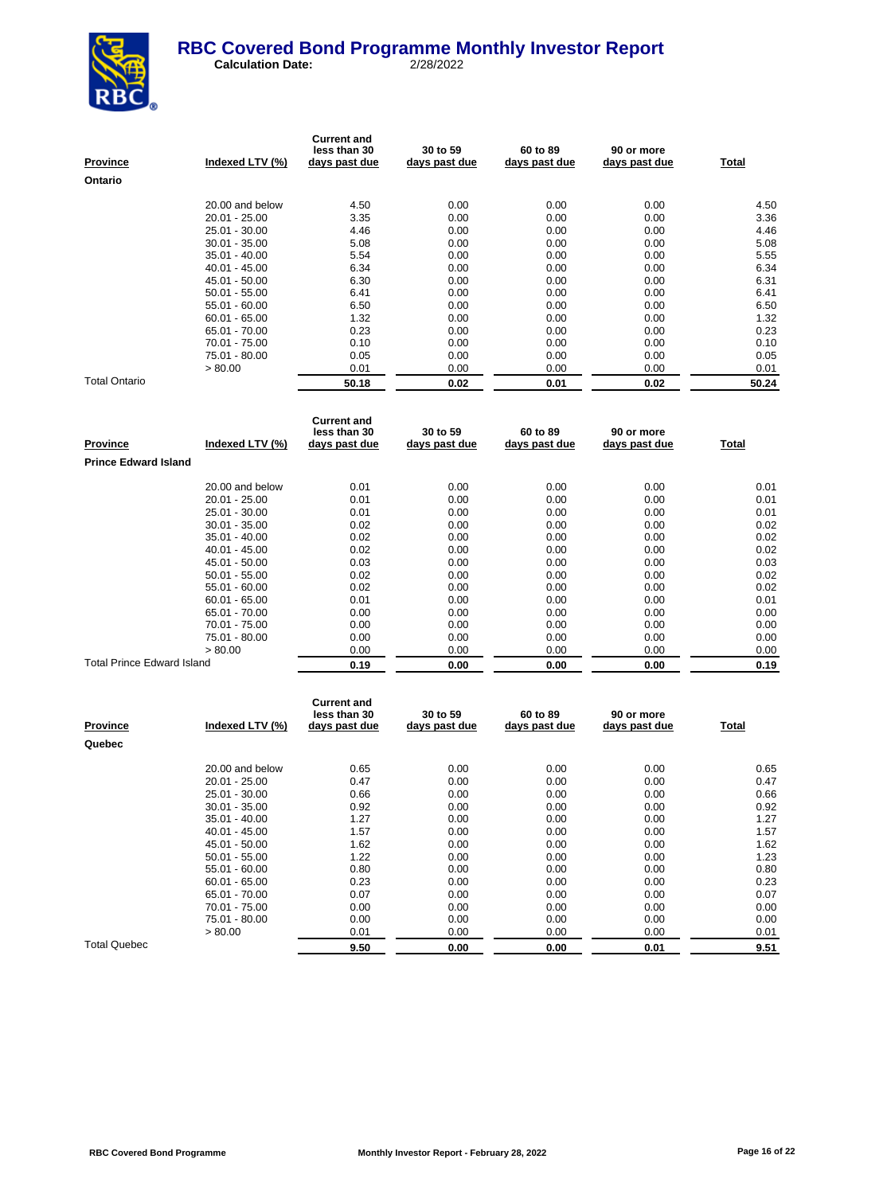# RBC Covered Bond Programme Monthly Investor Report

**Calculation Date:** 2/28/2022

| Province | Indexed LTV (%) | Current and less than 30 days past due | 30 to 59 days past due | 60 to 89 days past due | 90 or more days past due | Total |
|---|---|---|---|---|---|---|
| **Ontario** | | | | | | |
| | 20.00 and below | 4.50 | 0.00 | 0.00 | 0.00 | 4.50 |
| | 20.01 - 25.00 | 3.35 | 0.00 | 0.00 | 0.00 | 3.36 |
| | 25.01 - 30.00 | 4.46 | 0.00 | 0.00 | 0.00 | 4.46 |
| | 30.01 - 35.00 | 5.08 | 0.00 | 0.00 | 0.00 | 5.08 |
| | 35.01 - 40.00 | 5.54 | 0.00 | 0.00 | 0.00 | 5.55 |
| | 40.01 - 45.00 | 6.34 | 0.00 | 0.00 | 0.00 | 6.34 |
| | 45.01 - 50.00 | 6.30 | 0.00 | 0.00 | 0.00 | 6.31 |
| | 50.01 - 55.00 | 6.41 | 0.00 | 0.00 | 0.00 | 6.41 |
| | 55.01 - 60.00 | 6.50 | 0.00 | 0.00 | 0.00 | 6.50 |
| | 60.01 - 65.00 | 1.32 | 0.00 | 0.00 | 0.00 | 1.32 |
| | 65.01 - 70.00 | 0.23 | 0.00 | 0.00 | 0.00 | 0.23 |
| | 70.01 - 75.00 | 0.10 | 0.00 | 0.00 | 0.00 | 0.10 |
| | 75.01 - 80.00 | 0.05 | 0.00 | 0.00 | 0.00 | 0.05 |
| | > 80.00 | 0.01 | 0.00 | 0.00 | 0.00 | 0.01 |
| Total Ontario | | **50.18** | **0.02** | **0.01** | **0.02** | **50.24** |

| Province | Indexed LTV (%) | Current and less than 30 days past due | 30 to 59 days past due | 60 to 89 days past due | 90 or more days past due | Total |
|---|---|---|---|---|---|---|
| **Prince Edward Island** | | | | | | |
| | 20.00 and below | 0.01 | 0.00 | 0.00 | 0.00 | 0.01 |
| | 20.01 - 25.00 | 0.01 | 0.00 | 0.00 | 0.00 | 0.01 |
| | 25.01 - 30.00 | 0.01 | 0.00 | 0.00 | 0.00 | 0.01 |
| | 30.01 - 35.00 | 0.02 | 0.00 | 0.00 | 0.00 | 0.02 |
| | 35.01 - 40.00 | 0.02 | 0.00 | 0.00 | 0.00 | 0.02 |
| | 40.01 - 45.00 | 0.02 | 0.00 | 0.00 | 0.00 | 0.02 |
| | 45.01 - 50.00 | 0.03 | 0.00 | 0.00 | 0.00 | 0.03 |
| | 50.01 - 55.00 | 0.02 | 0.00 | 0.00 | 0.00 | 0.02 |
| | 55.01 - 60.00 | 0.02 | 0.00 | 0.00 | 0.00 | 0.02 |
| | 60.01 - 65.00 | 0.01 | 0.00 | 0.00 | 0.00 | 0.01 |
| | 65.01 - 70.00 | 0.00 | 0.00 | 0.00 | 0.00 | 0.00 |
| | 70.01 - 75.00 | 0.00 | 0.00 | 0.00 | 0.00 | 0.00 |
| | 75.01 - 80.00 | 0.00 | 0.00 | 0.00 | 0.00 | 0.00 |
| | > 80.00 | 0.00 | 0.00 | 0.00 | 0.00 | 0.00 |
| Total Prince Edward Island | | **0.19** | **0.00** | **0.00** | **0.00** | **0.19** |

| Province | Indexed LTV (%) | Current and less than 30 days past due | 30 to 59 days past due | 60 to 89 days past due | 90 or more days past due | Total |
|---|---|---|---|---|---|---|
| **Quebec** | | | | | | |
| | 20.00 and below | 0.65 | 0.00 | 0.00 | 0.00 | 0.65 |
| | 20.01 - 25.00 | 0.47 | 0.00 | 0.00 | 0.00 | 0.47 |
| | 25.01 - 30.00 | 0.66 | 0.00 | 0.00 | 0.00 | 0.66 |
| | 30.01 - 35.00 | 0.92 | 0.00 | 0.00 | 0.00 | 0.92 |
| | 35.01 - 40.00 | 1.27 | 0.00 | 0.00 | 0.00 | 1.27 |
| | 40.01 - 45.00 | 1.57 | 0.00 | 0.00 | 0.00 | 1.57 |
| | 45.01 - 50.00 | 1.62 | 0.00 | 0.00 | 0.00 | 1.62 |
| | 50.01 - 55.00 | 1.22 | 0.00 | 0.00 | 0.00 | 1.23 |
| | 55.01 - 60.00 | 0.80 | 0.00 | 0.00 | 0.00 | 0.80 |
| | 60.01 - 65.00 | 0.23 | 0.00 | 0.00 | 0.00 | 0.23 |
| | 65.01 - 70.00 | 0.07 | 0.00 | 0.00 | 0.00 | 0.07 |
| | 70.01 - 75.00 | 0.00 | 0.00 | 0.00 | 0.00 | 0.00 |
| | 75.01 - 80.00 | 0.00 | 0.00 | 0.00 | 0.00 | 0.00 |
| | > 80.00 | 0.01 | 0.00 | 0.00 | 0.00 | 0.01 |
| Total Quebec | | **9.50** | **0.00** | **0.00** | **0.01** | **9.51** |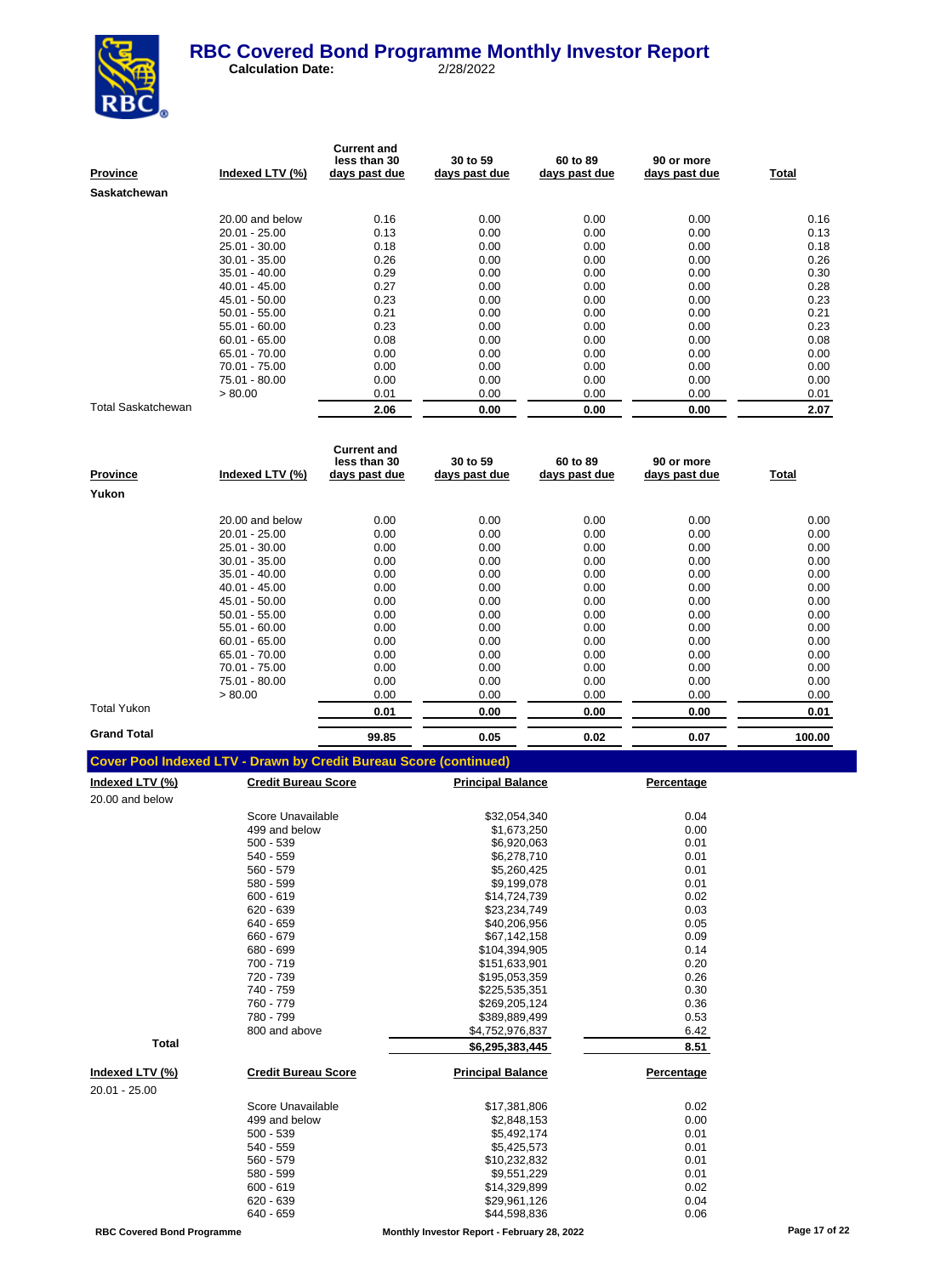| Province | Indexed LTV (%) | Current and less than 30 days past due | 30 to 59 days past due | 60 to 89 days past due | 90 or more days past due | Total |
|---|---|---|---|---|---|---|
| **Saskatchewan** | | | | | | |
| | 20.00 and below | 0.16 | 0.00 | 0.00 | 0.00 | 0.16 |
| | 20.01 - 25.00 | 0.13 | 0.00 | 0.00 | 0.00 | 0.13 |
| | 25.01 - 30.00 | 0.18 | 0.00 | 0.00 | 0.00 | 0.18 |
| | 30.01 - 35.00 | 0.26 | 0.00 | 0.00 | 0.00 | 0.26 |
| | 35.01 - 40.00 | 0.29 | 0.00 | 0.00 | 0.00 | 0.30 |
| | 40.01 - 45.00 | 0.27 | 0.00 | 0.00 | 0.00 | 0.28 |
| | 45.01 - 50.00 | 0.23 | 0.00 | 0.00 | 0.00 | 0.23 |
| | 50.01 - 55.00 | 0.21 | 0.00 | 0.00 | 0.00 | 0.21 |
| | 55.01 - 60.00 | 0.23 | 0.00 | 0.00 | 0.00 | 0.23 |
| | 60.01 - 65.00 | 0.08 | 0.00 | 0.00 | 0.00 | 0.08 |
| | 65.01 - 70.00 | 0.00 | 0.00 | 0.00 | 0.00 | 0.00 |
| | 70.01 - 75.00 | 0.00 | 0.00 | 0.00 | 0.00 | 0.00 |
| | 75.01 - 80.00 | 0.00 | 0.00 | 0.00 | 0.00 | 0.00 |
| | > 80.00 | 0.01 | 0.00 | 0.00 | 0.00 | 0.01 |
| Total Saskatchewan | | **2.06** | **0.00** | **0.00** | **0.00** | **2.07** |

| Province | Indexed LTV (%) | Current and less than 30 days past due | 30 to 59 days past due | 60 to 89 days past due | 90 or more days past due | Total |
|---|---|---|---|---|---|---|
| **Yukon** | | | | | | |
| | 20.00 and below | 0.00 | 0.00 | 0.00 | 0.00 | 0.00 |
| | 20.01 - 25.00 | 0.00 | 0.00 | 0.00 | 0.00 | 0.00 |
| | 25.01 - 30.00 | 0.00 | 0.00 | 0.00 | 0.00 | 0.00 |
| | 30.01 - 35.00 | 0.00 | 0.00 | 0.00 | 0.00 | 0.00 |
| | 35.01 - 40.00 | 0.00 | 0.00 | 0.00 | 0.00 | 0.00 |
| | 40.01 - 45.00 | 0.00 | 0.00 | 0.00 | 0.00 | 0.00 |
| | 45.01 - 50.00 | 0.00 | 0.00 | 0.00 | 0.00 | 0.00 |
| | 50.01 - 55.00 | 0.00 | 0.00 | 0.00 | 0.00 | 0.00 |
| | 55.01 - 60.00 | 0.00 | 0.00 | 0.00 | 0.00 | 0.00 |
| | 60.01 - 65.00 | 0.00 | 0.00 | 0.00 | 0.00 | 0.00 |
| | 65.01 - 70.00 | 0.00 | 0.00 | 0.00 | 0.00 | 0.00 |
| | 70.01 - 75.00 | 0.00 | 0.00 | 0.00 | 0.00 | 0.00 |
| | 75.01 - 80.00 | 0.00 | 0.00 | 0.00 | 0.00 | 0.00 |
| | > 80.00 | 0.00 | 0.00 | 0.00 | 0.00 | 0.00 |
| Total Yukon | | **0.01** | **0.00** | **0.00** | **0.00** | **0.01** |
| **Grand Total** | | **99.85** | **0.05** | **0.02** | **0.07** | **100.00** |

## Cover Pool Indexed LTV - Drawn by Credit Bureau Score (continued)

| Indexed LTV (%) | Credit Bureau Score | Principal Balance | Percentage |
|---|---|---|---|
| 20.00 and below | | | |
| | Score Unavailable | $32,054,340 | 0.04 |
| | 499 and below | $1,673,250 | 0.00 |
| | 500 - 539 | $6,920,063 | 0.01 |
| | 540 - 559 | $6,278,710 | 0.01 |
| | 560 - 579 | $5,260,425 | 0.01 |
| | 580 - 599 | $9,199,078 | 0.01 |
| | 600 - 619 | $14,724,739 | 0.02 |
| | 620 - 639 | $23,234,749 | 0.03 |
| | 640 - 659 | $40,206,956 | 0.05 |
| | 660 - 679 | $67,142,158 | 0.09 |
| | 680 - 699 | $104,394,905 | 0.14 |
| | 700 - 719 | $151,633,901 | 0.20 |
| | 720 - 739 | $195,053,359 | 0.26 |
| | 740 - 759 | $225,535,351 | 0.30 |
| | 760 - 779 | $269,205,124 | 0.36 |
| | 780 - 799 | $389,889,499 | 0.53 |
| | 800 and above | $4,752,976,837 | 6.42 |
| **Total** | | **$6,295,383,445** | **8.51** |

| Indexed LTV (%) | Credit Bureau Score | Principal Balance | Percentage |
|---|---|---|---|
| 20.01 - 25.00 | | | |
| | Score Unavailable | $17,381,806 | 0.02 |
| | 499 and below | $2,848,153 | 0.00 |
| | 500 - 539 | $5,492,174 | 0.01 |
| | 540 - 559 | $5,425,573 | 0.01 |
| | 560 - 579 | $10,232,832 | 0.01 |
| | 580 - 599 | $9,551,229 | 0.01 |
| | 600 - 619 | $14,329,899 | 0.02 |
| | 620 - 639 | $29,961,126 | 0.04 |
| | 640 - 659 | $44,598,836 | 0.06 |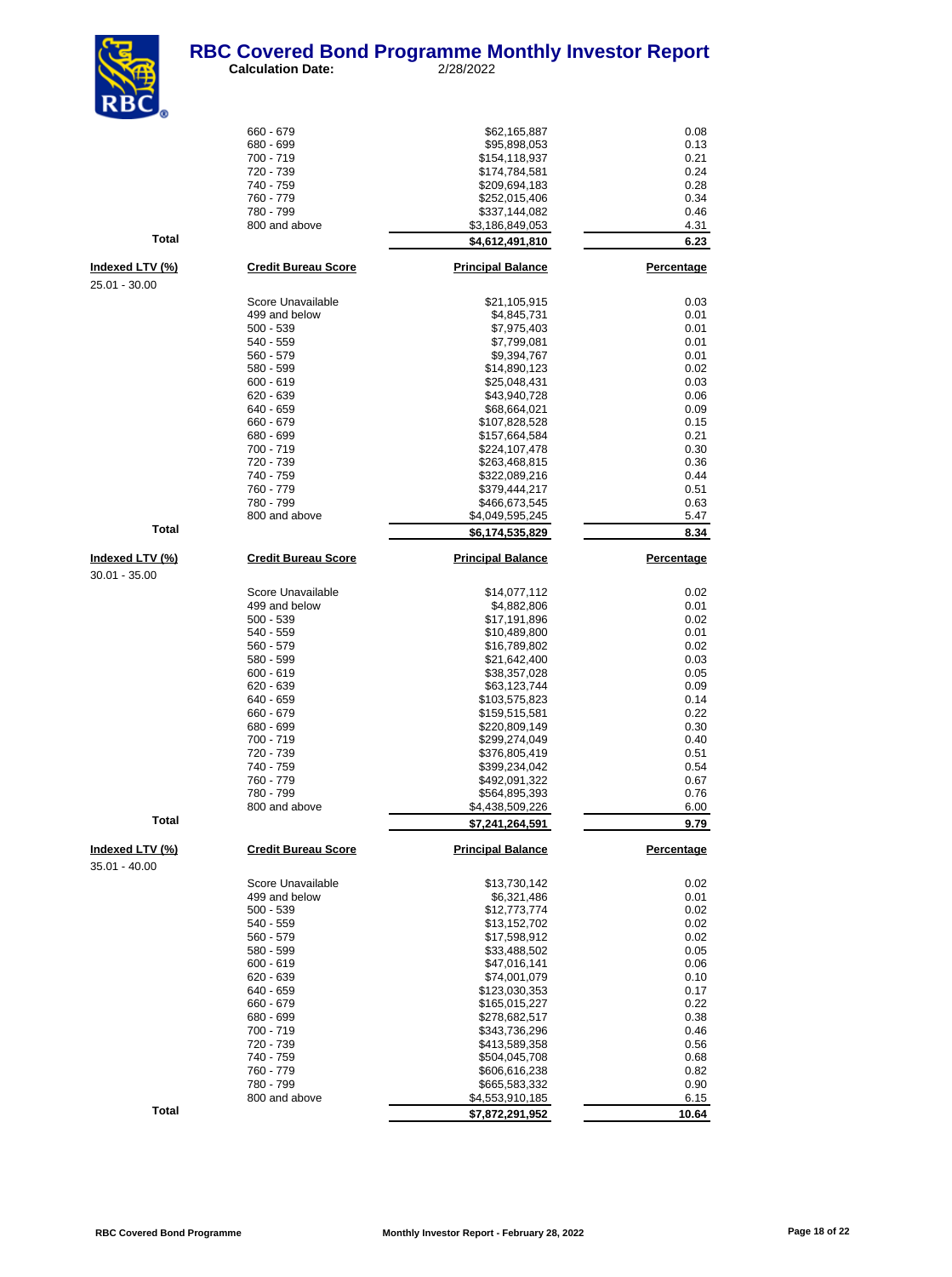# RBC Covered Bond Programme Monthly Investor Report

**Calculation Date:** 2/28/2022

| | | | |
|---|---|---|---|
| | 660 - 679 | $62,165,887 | 0.08 |
| | 680 - 699 | $95,898,053 | 0.13 |
| | 700 - 719 | $154,118,937 | 0.21 |
| | 720 - 739 | $174,784,581 | 0.24 |
| | 740 - 759 | $209,694,183 | 0.28 |
| | 760 - 779 | $252,015,406 | 0.34 |
| | 780 - 799 | $337,144,082 | 0.46 |
| | 800 and above | $3,186,849,053 | 4.31 |
| **Total** | | **$4,612,491,810** | **6.23** |

| Indexed LTV (%) | Credit Bureau Score | Principal Balance | Percentage |
|---|---|---|---|
| 25.01 - 30.00 | | | |
| | Score Unavailable | $21,105,915 | 0.03 |
| | 499 and below | $4,845,731 | 0.01 |
| | 500 - 539 | $7,975,403 | 0.01 |
| | 540 - 559 | $7,799,081 | 0.01 |
| | 560 - 579 | $9,394,767 | 0.01 |
| | 580 - 599 | $14,890,123 | 0.02 |
| | 600 - 619 | $25,048,431 | 0.03 |
| | 620 - 639 | $43,940,728 | 0.06 |
| | 640 - 659 | $68,664,021 | 0.09 |
| | 660 - 679 | $107,828,528 | 0.15 |
| | 680 - 699 | $157,664,584 | 0.21 |
| | 700 - 719 | $224,107,478 | 0.30 |
| | 720 - 739 | $263,468,815 | 0.36 |
| | 740 - 759 | $322,089,216 | 0.44 |
| | 760 - 779 | $379,444,217 | 0.51 |
| | 780 - 799 | $466,673,545 | 0.63 |
| | 800 and above | $4,049,595,245 | 5.47 |
| **Total** | | **$6,174,535,829** | **8.34** |

| Indexed LTV (%) | Credit Bureau Score | Principal Balance | Percentage |
|---|---|---|---|
| 30.01 - 35.00 | | | |
| | Score Unavailable | $14,077,112 | 0.02 |
| | 499 and below | $4,882,806 | 0.01 |
| | 500 - 539 | $17,191,896 | 0.02 |
| | 540 - 559 | $10,489,800 | 0.01 |
| | 560 - 579 | $16,789,802 | 0.02 |
| | 580 - 599 | $21,642,400 | 0.03 |
| | 600 - 619 | $38,357,028 | 0.05 |
| | 620 - 639 | $63,123,744 | 0.09 |
| | 640 - 659 | $103,575,823 | 0.14 |
| | 660 - 679 | $159,515,581 | 0.22 |
| | 680 - 699 | $220,809,149 | 0.30 |
| | 700 - 719 | $299,274,049 | 0.40 |
| | 720 - 739 | $376,805,419 | 0.51 |
| | 740 - 759 | $399,234,042 | 0.54 |
| | 760 - 779 | $492,091,322 | 0.67 |
| | 780 - 799 | $564,895,393 | 0.76 |
| | 800 and above | $4,438,509,226 | 6.00 |
| **Total** | | **$7,241,264,591** | **9.79** |

| Indexed LTV (%) | Credit Bureau Score | Principal Balance | Percentage |
|---|---|---|---|
| 35.01 - 40.00 | | | |
| | Score Unavailable | $13,730,142 | 0.02 |
| | 499 and below | $6,321,486 | 0.01 |
| | 500 - 539 | $12,773,774 | 0.02 |
| | 540 - 559 | $13,152,702 | 0.02 |
| | 560 - 579 | $17,598,912 | 0.02 |
| | 580 - 599 | $33,488,502 | 0.05 |
| | 600 - 619 | $47,016,141 | 0.06 |
| | 620 - 639 | $74,001,079 | 0.10 |
| | 640 - 659 | $123,030,353 | 0.17 |
| | 660 - 679 | $165,015,227 | 0.22 |
| | 680 - 699 | $278,682,517 | 0.38 |
| | 700 - 719 | $343,736,296 | 0.46 |
| | 720 - 739 | $413,589,358 | 0.56 |
| | 740 - 759 | $504,045,708 | 0.68 |
| | 760 - 779 | $606,616,238 | 0.82 |
| | 780 - 799 | $665,583,332 | 0.90 |
| | 800 and above | $4,553,910,185 | 6.15 |
| **Total** | | **$7,872,291,952** | **10.64** |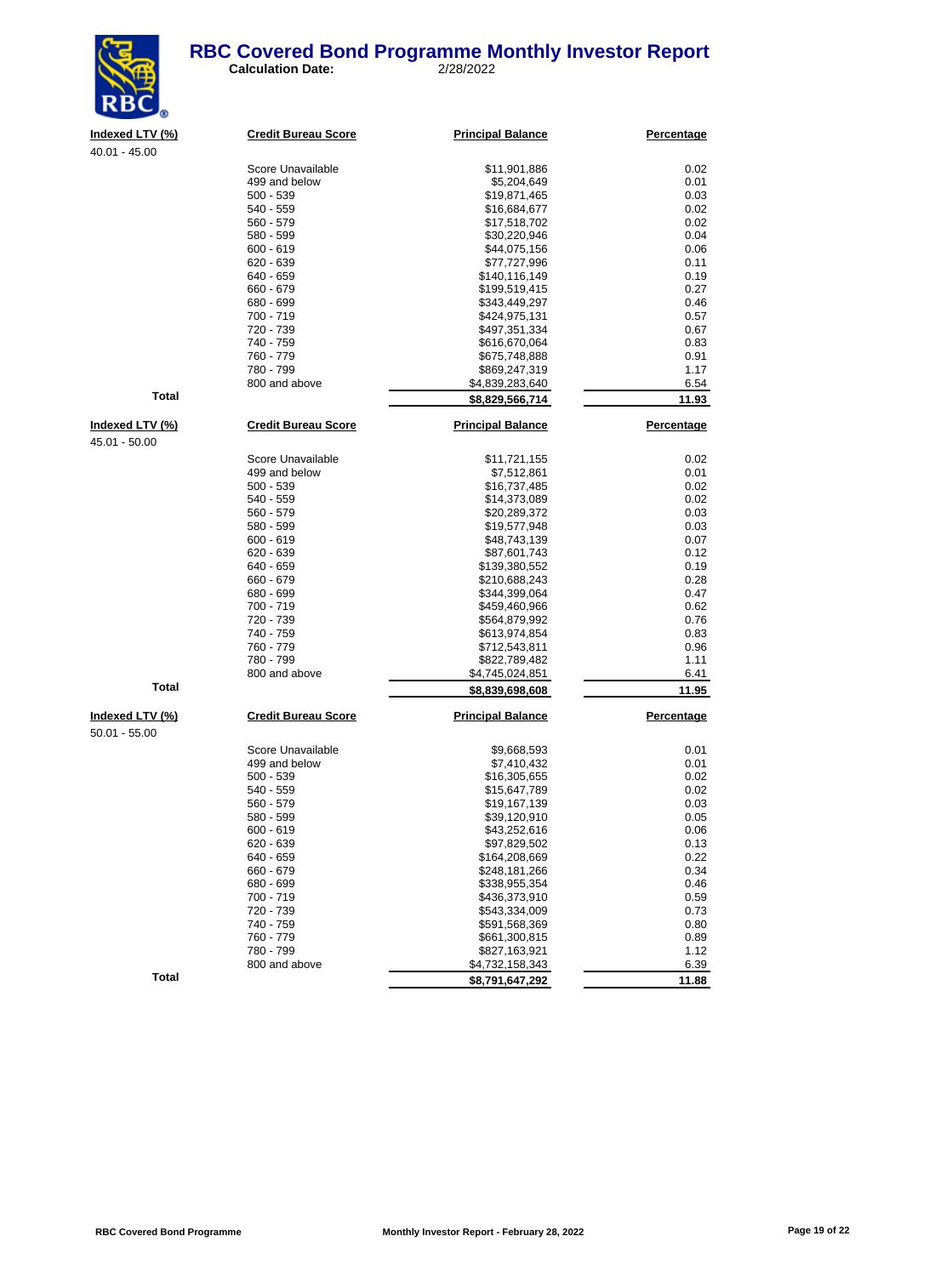# RBC Covered Bond Programme Monthly Investor Report

**Calculation Date:** 2/28/2022

| Indexed LTV (%) | Credit Bureau Score | Principal Balance | Percentage |
|---|---|---|---|
| 40.01 - 45.00 | | | |
| | Score Unavailable | $11,901,886 | 0.02 |
| | 499 and below | $5,204,649 | 0.01 |
| | 500 - 539 | $19,871,465 | 0.03 |
| | 540 - 559 | $16,684,677 | 0.02 |
| | 560 - 579 | $17,518,702 | 0.02 |
| | 580 - 599 | $30,220,946 | 0.04 |
| | 600 - 619 | $44,075,156 | 0.06 |
| | 620 - 639 | $77,727,996 | 0.11 |
| | 640 - 659 | $140,116,149 | 0.19 |
| | 660 - 679 | $199,519,415 | 0.27 |
| | 680 - 699 | $343,449,297 | 0.46 |
| | 700 - 719 | $424,975,131 | 0.57 |
| | 720 - 739 | $497,351,334 | 0.67 |
| | 740 - 759 | $616,670,064 | 0.83 |
| | 760 - 779 | $675,748,888 | 0.91 |
| | 780 - 799 | $869,247,319 | 1.17 |
| | 800 and above | $4,839,283,640 | 6.54 |
| **Total** | | **$8,829,566,714** | **11.93** |

| Indexed LTV (%) | Credit Bureau Score | Principal Balance | Percentage |
|---|---|---|---|
| 45.01 - 50.00 | | | |
| | Score Unavailable | $11,721,155 | 0.02 |
| | 499 and below | $7,512,861 | 0.01 |
| | 500 - 539 | $16,737,485 | 0.02 |
| | 540 - 559 | $14,373,089 | 0.02 |
| | 560 - 579 | $20,289,372 | 0.03 |
| | 580 - 599 | $19,577,948 | 0.03 |
| | 600 - 619 | $48,743,139 | 0.07 |
| | 620 - 639 | $87,601,743 | 0.12 |
| | 640 - 659 | $139,380,552 | 0.19 |
| | 660 - 679 | $210,688,243 | 0.28 |
| | 680 - 699 | $344,399,064 | 0.47 |
| | 700 - 719 | $459,460,966 | 0.62 |
| | 720 - 739 | $564,879,992 | 0.76 |
| | 740 - 759 | $613,974,854 | 0.83 |
| | 760 - 779 | $712,543,811 | 0.96 |
| | 780 - 799 | $822,789,482 | 1.11 |
| | 800 and above | $4,745,024,851 | 6.41 |
| **Total** | | **$8,839,698,608** | **11.95** |

| Indexed LTV (%) | Credit Bureau Score | Principal Balance | Percentage |
|---|---|---|---|
| 50.01 - 55.00 | | | |
| | Score Unavailable | $9,668,593 | 0.01 |
| | 499 and below | $7,410,432 | 0.01 |
| | 500 - 539 | $16,305,655 | 0.02 |
| | 540 - 559 | $15,647,789 | 0.02 |
| | 560 - 579 | $19,167,139 | 0.03 |
| | 580 - 599 | $39,120,910 | 0.05 |
| | 600 - 619 | $43,252,616 | 0.06 |
| | 620 - 639 | $97,829,502 | 0.13 |
| | 640 - 659 | $164,208,669 | 0.22 |
| | 660 - 679 | $248,181,266 | 0.34 |
| | 680 - 699 | $338,955,354 | 0.46 |
| | 700 - 719 | $436,373,910 | 0.59 |
| | 720 - 739 | $543,334,009 | 0.73 |
| | 740 - 759 | $591,568,369 | 0.80 |
| | 760 - 779 | $661,300,815 | 0.89 |
| | 780 - 799 | $827,163,921 | 1.12 |
| | 800 and above | $4,732,158,343 | 6.39 |
| **Total** | | **$8,791,647,292** | **11.88** |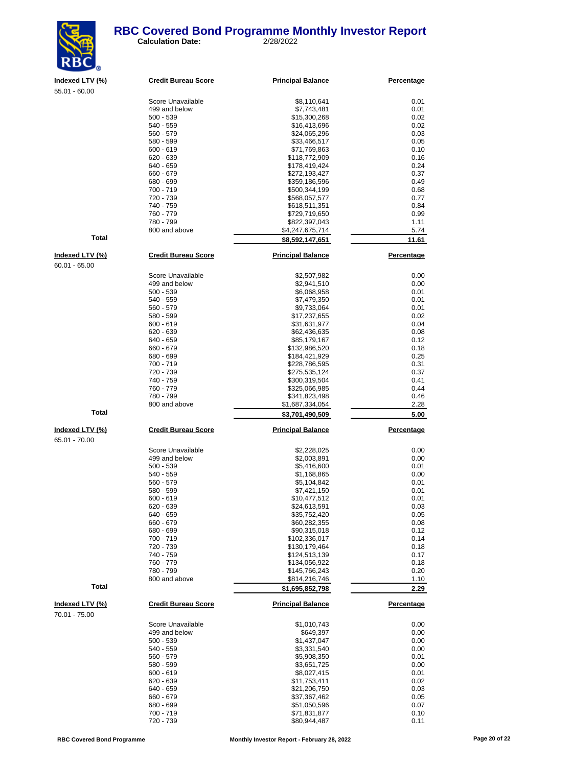# RBC Covered Bond Programme Monthly Investor Report

**Calculation Date:** 2/28/2022

| Indexed LTV (%) | Credit Bureau Score | Principal Balance | Percentage |
|---|---|---|---|
| 55.01 - 60.00 | | | |
| | Score Unavailable | $8,110,641 | 0.01 |
| | 499 and below | $7,743,481 | 0.01 |
| | 500 - 539 | $15,300,268 | 0.02 |
| | 540 - 559 | $16,413,696 | 0.02 |
| | 560 - 579 | $24,065,296 | 0.03 |
| | 580 - 599 | $33,466,517 | 0.05 |
| | 600 - 619 | $71,769,863 | 0.10 |
| | 620 - 639 | $118,772,909 | 0.16 |
| | 640 - 659 | $178,419,424 | 0.24 |
| | 660 - 679 | $272,193,427 | 0.37 |
| | 680 - 699 | $359,186,596 | 0.49 |
| | 700 - 719 | $500,344,199 | 0.68 |
| | 720 - 739 | $568,057,577 | 0.77 |
| | 740 - 759 | $618,511,351 | 0.84 |
| | 760 - 779 | $729,719,650 | 0.99 |
| | 780 - 799 | $822,397,043 | 1.11 |
| | 800 and above | $4,247,675,714 | 5.74 |
| **Total** | | **$8,592,147,651** | **11.61** |

| Indexed LTV (%) | Credit Bureau Score | Principal Balance | Percentage |
|---|---|---|---|
| 60.01 - 65.00 | | | |
| | Score Unavailable | $2,507,982 | 0.00 |
| | 499 and below | $2,941,510 | 0.00 |
| | 500 - 539 | $6,068,958 | 0.01 |
| | 540 - 559 | $7,479,350 | 0.01 |
| | 560 - 579 | $9,733,064 | 0.01 |
| | 580 - 599 | $17,237,655 | 0.02 |
| | 600 - 619 | $31,631,977 | 0.04 |
| | 620 - 639 | $62,436,635 | 0.08 |
| | 640 - 659 | $85,179,167 | 0.12 |
| | 660 - 679 | $132,986,520 | 0.18 |
| | 680 - 699 | $184,421,929 | 0.25 |
| | 700 - 719 | $228,786,595 | 0.31 |
| | 720 - 739 | $275,535,124 | 0.37 |
| | 740 - 759 | $300,319,504 | 0.41 |
| | 760 - 779 | $325,066,985 | 0.44 |
| | 780 - 799 | $341,823,498 | 0.46 |
| | 800 and above | $1,687,334,054 | 2.28 |
| **Total** | | **$3,701,490,509** | **5.00** |

| Indexed LTV (%) | Credit Bureau Score | Principal Balance | Percentage |
|---|---|---|---|
| 65.01 - 70.00 | | | |
| | Score Unavailable | $2,228,025 | 0.00 |
| | 499 and below | $2,003,891 | 0.00 |
| | 500 - 539 | $5,416,600 | 0.01 |
| | 540 - 559 | $1,168,865 | 0.00 |
| | 560 - 579 | $5,104,842 | 0.01 |
| | 580 - 599 | $7,421,150 | 0.01 |
| | 600 - 619 | $10,477,512 | 0.01 |
| | 620 - 639 | $24,613,591 | 0.03 |
| | 640 - 659 | $35,752,420 | 0.05 |
| | 660 - 679 | $60,282,355 | 0.08 |
| | 680 - 699 | $90,315,018 | 0.12 |
| | 700 - 719 | $102,336,017 | 0.14 |
| | 720 - 739 | $130,179,464 | 0.18 |
| | 740 - 759 | $124,513,139 | 0.17 |
| | 760 - 779 | $134,056,922 | 0.18 |
| | 780 - 799 | $145,766,243 | 0.20 |
| | 800 and above | $814,216,746 | 1.10 |
| **Total** | | **$1,695,852,798** | **2.29** |

| Indexed LTV (%) | Credit Bureau Score | Principal Balance | Percentage |
|---|---|---|---|
| 70.01 - 75.00 | | | |
| | Score Unavailable | $1,010,743 | 0.00 |
| | 499 and below | $649,397 | 0.00 |
| | 500 - 539 | $1,437,047 | 0.00 |
| | 540 - 559 | $3,331,540 | 0.00 |
| | 560 - 579 | $5,908,350 | 0.01 |
| | 580 - 599 | $3,651,725 | 0.00 |
| | 600 - 619 | $8,027,415 | 0.01 |
| | 620 - 639 | $11,753,411 | 0.02 |
| | 640 - 659 | $21,206,750 | 0.03 |
| | 660 - 679 | $37,367,462 | 0.05 |
| | 680 - 699 | $51,050,596 | 0.07 |
| | 700 - 719 | $71,831,877 | 0.10 |
| | 720 - 739 | $80,944,487 | 0.11 |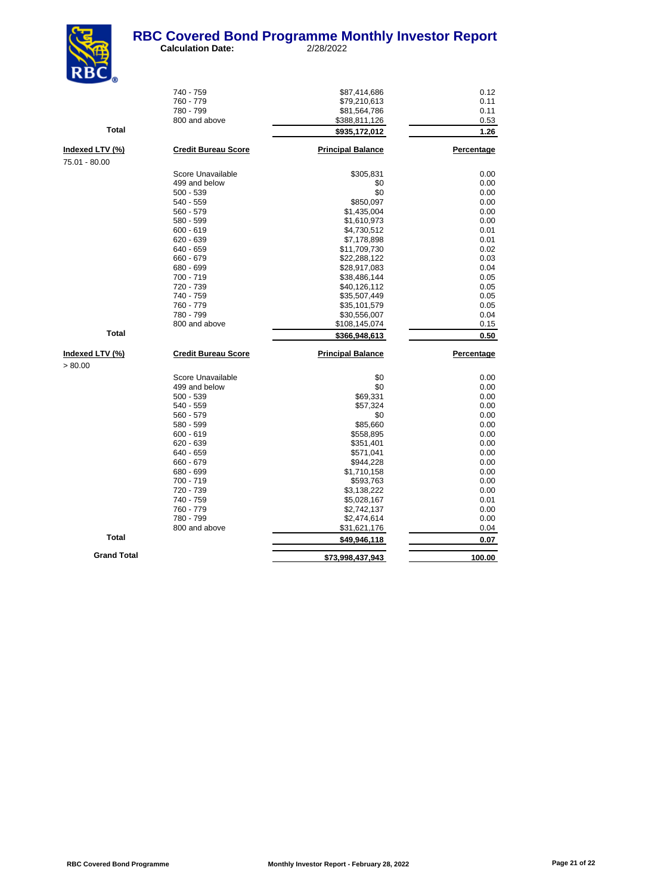# RBC Covered Bond Programme Monthly Investor Report

**Calculation Date:** 2/28/2022

| Indexed LTV (%) | Credit Bureau Score | Principal Balance | Percentage |
|---|---|---|---|
| | 740 - 759 | $87,414,686 | 0.12 |
| | 760 - 779 | $79,210,613 | 0.11 |
| | 780 - 799 | $81,564,786 | 0.11 |
| | 800 and above | $388,811,126 | 0.53 |
| **Total** | | **$935,172,012** | **1.26** |

| Indexed LTV (%) | Credit Bureau Score | Principal Balance | Percentage |
|---|---|---|---|
| 75.01 - 80.00 | | | |
| | Score Unavailable | $305,831 | 0.00 |
| | 499 and below | $0 | 0.00 |
| | 500 - 539 | $0 | 0.00 |
| | 540 - 559 | $850,097 | 0.00 |
| | 560 - 579 | $1,435,004 | 0.00 |
| | 580 - 599 | $1,610,973 | 0.00 |
| | 600 - 619 | $4,730,512 | 0.01 |
| | 620 - 639 | $7,178,898 | 0.01 |
| | 640 - 659 | $11,709,730 | 0.02 |
| | 660 - 679 | $22,288,122 | 0.03 |
| | 680 - 699 | $28,917,083 | 0.04 |
| | 700 - 719 | $38,486,144 | 0.05 |
| | 720 - 739 | $40,126,112 | 0.05 |
| | 740 - 759 | $35,507,449 | 0.05 |
| | 760 - 779 | $35,101,579 | 0.05 |
| | 780 - 799 | $30,556,007 | 0.04 |
| | 800 and above | $108,145,074 | 0.15 |
| **Total** | | **$366,948,613** | **0.50** |

| Indexed LTV (%) | Credit Bureau Score | Principal Balance | Percentage |
|---|---|---|---|
| > 80.00 | | | |
| | Score Unavailable | $0 | 0.00 |
| | 499 and below | $0 | 0.00 |
| | 500 - 539 | $69,331 | 0.00 |
| | 540 - 559 | $57,324 | 0.00 |
| | 560 - 579 | $0 | 0.00 |
| | 580 - 599 | $85,660 | 0.00 |
| | 600 - 619 | $558,895 | 0.00 |
| | 620 - 639 | $351,401 | 0.00 |
| | 640 - 659 | $571,041 | 0.00 |
| | 660 - 679 | $944,228 | 0.00 |
| | 680 - 699 | $1,710,158 | 0.00 |
| | 700 - 719 | $593,763 | 0.00 |
| | 720 - 739 | $3,138,222 | 0.00 |
| | 740 - 759 | $5,028,167 | 0.01 |
| | 760 - 779 | $2,742,137 | 0.00 |
| | 780 - 799 | $2,474,614 | 0.00 |
| | 800 and above | $31,621,176 | 0.04 |
| **Total** | | **$49,946,118** | **0.07** |
| **Grand Total** | | **$73,998,437,943** | **100.00** |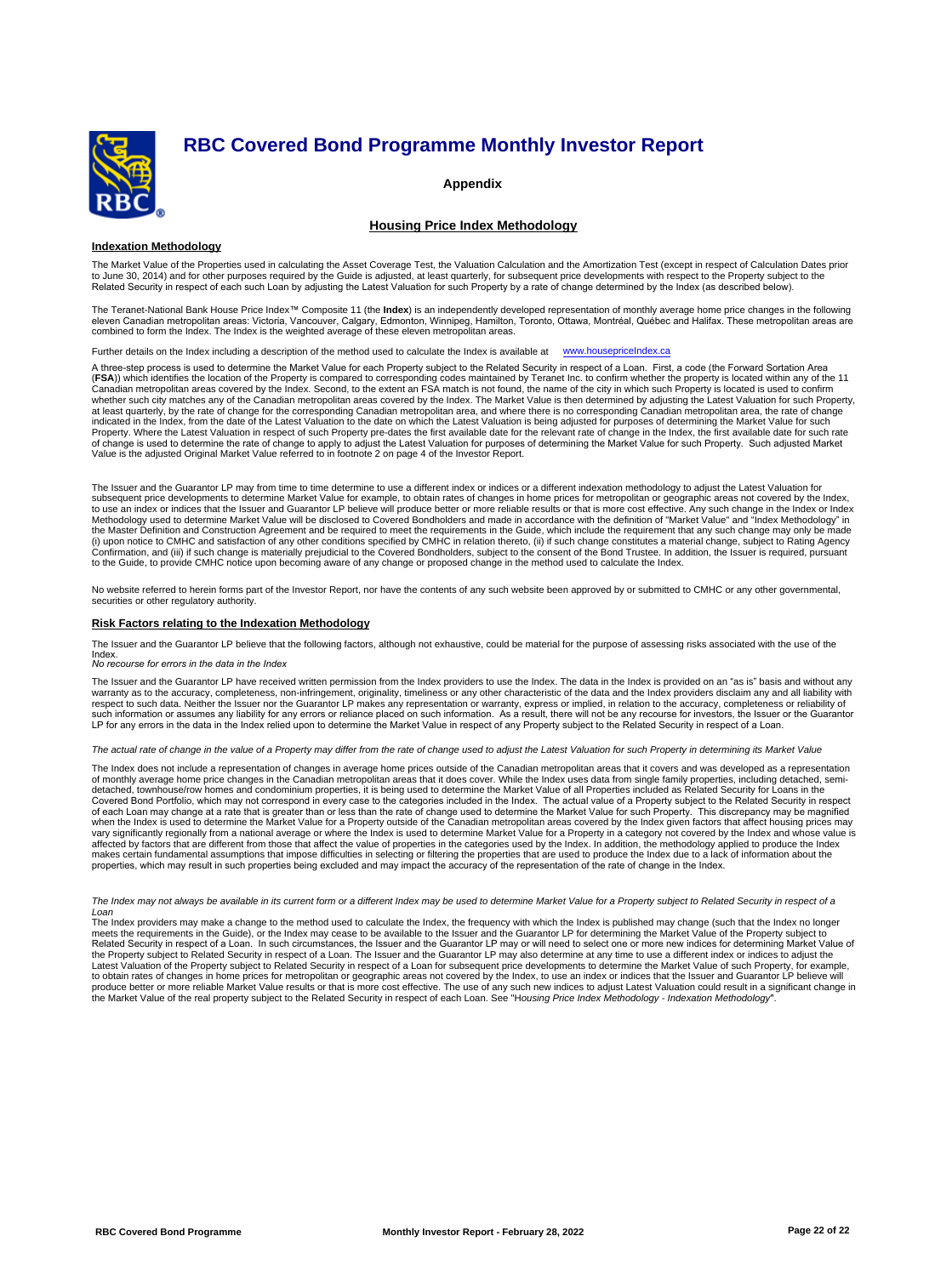# RBC Covered Bond Programme Monthly Investor Report

## Appendix

### Housing Price Index Methodology

**Indexation Methodology**

The Market Value of the Properties used in calculating the Asset Coverage Test, the Valuation Calculation and the Amortization Test (except in respect of Calculation Dates prior to June 30, 2014) and for other purposes required by the Guide is adjusted, at least quarterly, for subsequent price developments with respect to the Property subject to the Related Security in respect of each such Loan by adjusting the Latest Valuation for such Property by a rate of change determined by the Index (as described below).

The Teranet-National Bank House Price Index™ Composite 11 (the **Index**) is an independently developed representation of monthly average home price changes in the following eleven Canadian metropolitan areas: Victoria, Vancouver, Calgary, Edmonton, Winnipeg, Hamilton, Toronto, Ottawa, Montréal, Québec and Halifax. These metropolitan areas are combined to form the Index. The Index is the weighted average of these eleven metropolitan areas.

Further details on the Index including a description of the method used to calculate the Index is available at www.housepriceIndex.ca

A three-step process is used to determine the Market Value for each Property subject to the Related Security in respect of a Loan. First, a code (the Forward Sortation Area (**FSA**)) which identifies the location of the Property is compared to corresponding codes maintained by Teranet Inc. to confirm whether the property is located within any of the 11 Canadian metropolitan areas covered by the Index. Second, to the extent an FSA match is not found, the name of the city in which such Property is located is used to confirm whether such city matches any of the Canadian metropolitan areas covered by the Index. The Market Value is then determined by adjusting the Latest Valuation for such Property, at least quarterly, by the rate of change for the corresponding Canadian metropolitan area, and where there is no corresponding Canadian metropolitan area, the rate of change indicated in the Index, from the date of the Latest Valuation to the date on which the Latest Valuation is being adjusted for purposes of determining the Market Value for such Property. Where the Latest Valuation in respect of such Property pre-dates the first available date for the relevant rate of change in the Index, the first available date for such rate of change is used to determine the rate of change to apply to adjust the Latest Valuation for purposes of determining the Market Value for such Property. Such adjusted Market Value is the adjusted Original Market Value referred to in footnote 2 on page 4 of the Investor Report.

The Issuer and the Guarantor LP may from time to time determine to use a different index or indices or a different indexation methodology to adjust the Latest Valuation for subsequent price developments to determine Market Value for example, to obtain rates of changes in home prices for metropolitan or geographic areas not covered by the Index, to use an index or indices that the Issuer and Guarantor LP believe will produce better or more reliable results or that is more cost effective. Any such change in the Index or Index Methodology used to determine Market Value will be disclosed to Covered Bondholders and made in accordance with the definition of "Market Value" and "Index Methodology" in the Master Definition and Construction Agreement and be required to meet the requirements in the Guide, which include the requirement that any such change may only be made (i) upon notice to CMHC and satisfaction of any other conditions specified by CMHC in relation thereto, (ii) if such change constitutes a material change, subject to Rating Agency Confirmation, and (iii) if such change is materially prejudicial to the Covered Bondholders, subject to the consent of the Bond Trustee. In addition, the Issuer is required, pursuant to the Guide, to provide CMHC notice upon becoming aware of any change or proposed change in the method used to calculate the Index.

No website referred to herein forms part of the Investor Report, nor have the contents of any such website been approved by or submitted to CMHC or any other governmental, securities or other regulatory authority.

**Risk Factors relating to the Indexation Methodology**

The Issuer and the Guarantor LP believe that the following factors, although not exhaustive, could be material for the purpose of assessing risks associated with the use of the Index.

*No recourse for errors in the data in the Index*

The Issuer and the Guarantor LP have received written permission from the Index providers to use the Index. The data in the Index is provided on an "as is" basis and without any warranty as to the accuracy, completeness, non-infringement, originality, timeliness or any other characteristic of the data and the Index providers disclaim any and all liability with respect to such data. Neither the Issuer nor the Guarantor LP makes any representation or warranty, express or implied, in relation to the accuracy, completeness or reliability of such information or assumes any liability for any errors or reliance placed on such information. As a result, there will not be any recourse for investors, the Issuer or the Guarantor LP for any errors in the data in the Index relied upon to determine the Market Value in respect of any Property subject to the Related Security in respect of a Loan.

*The actual rate of change in the value of a Property may differ from the rate of change used to adjust the Latest Valuation for such Property in determining its Market Value*

The Index does not include a representation of changes in average home prices outside of the Canadian metropolitan areas that it covers and was developed as a representation of monthly average home price changes in the Canadian metropolitan areas that it does cover. While the Index uses data from single family properties, including detached, semi-detached, townhouse/row homes and condominium properties, it is being used to determine the Market Value of all Properties included as Related Security for Loans in the Covered Bond Portfolio, which may not correspond in every case to the categories included in the Index. The actual value of a Property subject to the Related Security in respect of each Loan may change at a rate that is greater than or less than the rate of change used to determine the Market Value for such Property. This discrepancy may be magnified when the Index is used to determine the Market Value for a Property outside of the Canadian metropolitan areas covered by the Index given factors that affect housing prices may vary significantly regionally from a national average or where the Index is used to determine Market Value for a Property in a category not covered by the Index and whose value is affected by factors that are different from those that affect the value of properties in the categories used by the Index. In addition, the methodology applied to produce the Index makes certain fundamental assumptions that impose difficulties in selecting or filtering the properties that are used to produce the Index due to a lack of information about the properties, which may result in such properties being excluded and may impact the accuracy of the representation of the rate of change in the Index.

*The Index may not always be available in its current form or a different Index may be used to determine Market Value for a Property subject to Related Security in respect of a Loan*

The Index providers may make a change to the method used to calculate the Index, the frequency with which the Index is published may change (such that the Index no longer meets the requirements in the Guide), or the Index may cease to be available to the Issuer and the Guarantor LP for determining the Market Value of the Property subject to Related Security in respect of a Loan. In such circumstances, the Issuer and the Guarantor LP may or will need to select one or more new indices for determining Market Value of the Property subject to Related Security in respect of a Loan. The Issuer and the Guarantor LP may also determine at any time to use a different index or indices to adjust the Latest Valuation of the Property subject to Related Security in respect of a Loan for subsequent price developments to determine the Market Value of such Property, for example, to obtain rates of changes in home prices for metropolitan or geographic areas not covered by the Index, to use an index or indices that the Issuer and Guarantor LP believe will produce better or more reliable Market Value results or that is more cost effective. The use of any such new indices to adjust Latest Valuation could result in a significant change in the Market Value of the real property subject to the Related Security in respect of each Loan. See "*Housing Price Index Methodology - Indexation Methodology*".